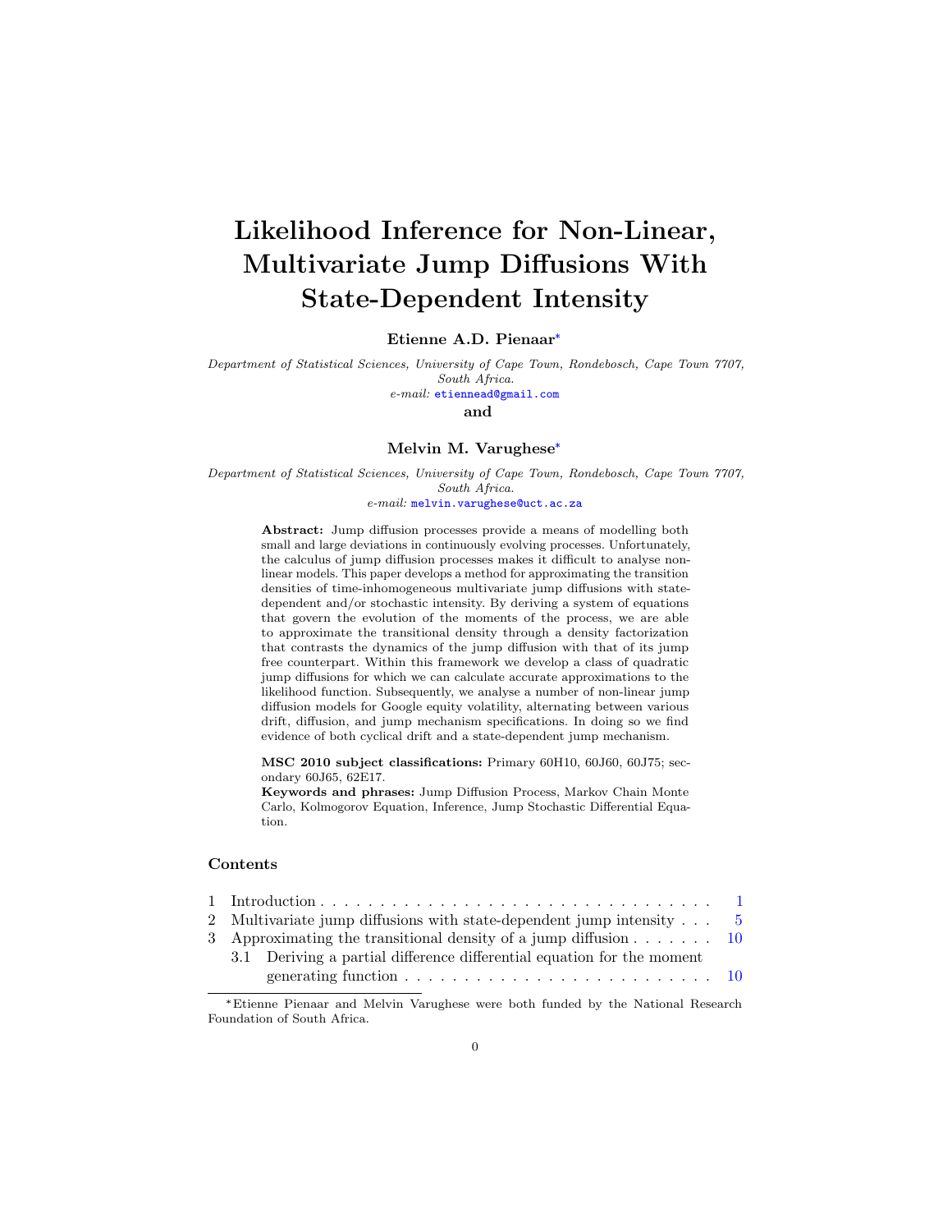# Likelihood Inference for Non-Linear, Multivariate Jump Diffusions With State-Dependent Intensity

**Etienne A.D. Pienaar***

*Department of Statistical Sciences, University of Cape Town, Rondebosch, Cape Town 7707, South Africa.*
*e-mail:* etiennead@gmail.com

**and**

**Melvin M. Varughese***

*Department of Statistical Sciences, University of Cape Town, Rondebosch, Cape Town 7707, South Africa.*
*e-mail:* melvin.varughese@uct.ac.za

**Abstract:** Jump diffusion processes provide a means of modelling both small and large deviations in continuously evolving processes. Unfortunately, the calculus of jump diffusion processes makes it difficult to analyse non-linear models. This paper develops a method for approximating the transition densities of time-inhomogeneous multivariate jump diffusions with state-dependent and/or stochastic intensity. By deriving a system of equations that govern the evolution of the moments of the process, we are able to approximate the transitional density through a density factorization that contrasts the dynamics of the jump diffusion with that of its jump free counterpart. Within this framework we develop a class of quadratic jump diffusions for which we can calculate accurate approximations to the likelihood function. Subsequently, we analyse a number of non-linear jump diffusion models for Google equity volatility, alternating between various drift, diffusion, and jump mechanism specifications. In doing so we find evidence of both cyclical drift and a state-dependent jump mechanism.

**MSC 2010 subject classifications:** Primary 60H10, 60J60, 60J75; secondary 60J65, 62E17.
**Keywords and phrases:** Jump Diffusion Process, Markov Chain Monte Carlo, Kolmogorov Equation, Inference, Jump Stochastic Differential Equation.

### Contents

1 Introduction . . . 1
2 Multivariate jump diffusions with state-dependent jump intensity . . . 5
3 Approximating the transitional density of a jump diffusion . . . 10
 3.1 Deriving a partial difference differential equation for the moment generating function . . . 10

*Etienne Pienaar and Melvin Varughese were both funded by the National Research Foundation of South Africa.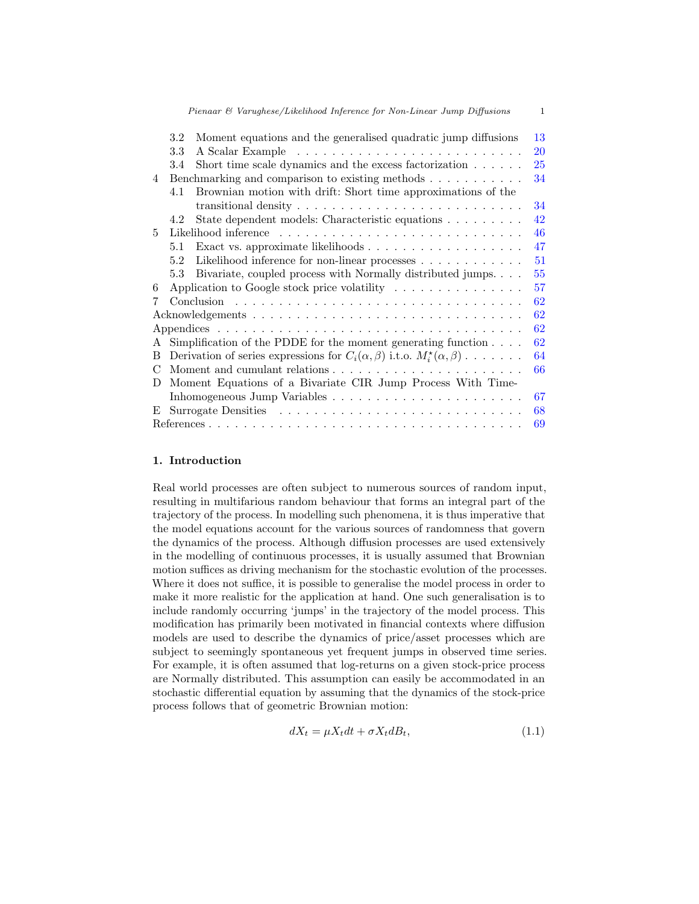3.2 Moment equations and the generalised quadratic jump diffusions 13
3.3 A Scalar Example 20
3.4 Short time scale dynamics and the excess factorization 25
4 Benchmarking and comparison to existing methods 34
4.1 Brownian motion with drift: Short time approximations of the transitional density 34
4.2 State dependent models: Characteristic equations 42
5 Likelihood inference 46
5.1 Exact vs. approximate likelihoods 47
5.2 Likelihood inference for non-linear processes 51
5.3 Bivariate, coupled process with Normally distributed jumps. 55
6 Application to Google stock price volatility 57
7 Conclusion 62
Acknowledgements 62
Appendices 62
A Simplification of the PDDE for the moment generating function 62
B Derivation of series expressions for $C_i(\alpha, \beta)$ i.t.o. $M_i^\star(\alpha, \beta)$ 64
C Moment and cumulant relations 66
D Moment Equations of a Bivariate CIR Jump Process With Time-Inhomogeneous Jump Variables 67
E Surrogate Densities 68
References 69

## 1. Introduction

Real world processes are often subject to numerous sources of random input, resulting in multifarious random behaviour that forms an integral part of the trajectory of the process. In modelling such phenomena, it is thus imperative that the model equations account for the various sources of randomness that govern the dynamics of the process. Although diffusion processes are used extensively in the modelling of continuous processes, it is usually assumed that Brownian motion suffices as driving mechanism for the stochastic evolution of the processes. Where it does not suffice, it is possible to generalise the model process in order to make it more realistic for the application at hand. One such generalisation is to include randomly occurring 'jumps' in the trajectory of the model process. This modification has primarily been motivated in financial contexts where diffusion models are used to describe the dynamics of price/asset processes which are subject to seemingly spontaneous yet frequent jumps in observed time series. For example, it is often assumed that log-returns on a given stock-price process are Normally distributed. This assumption can easily be accommodated in an stochastic differential equation by assuming that the dynamics of the stock-price process follows that of geometric Brownian motion:

$$dX_t = \mu X_t dt + \sigma X_t dB_t, \tag{1.1}$$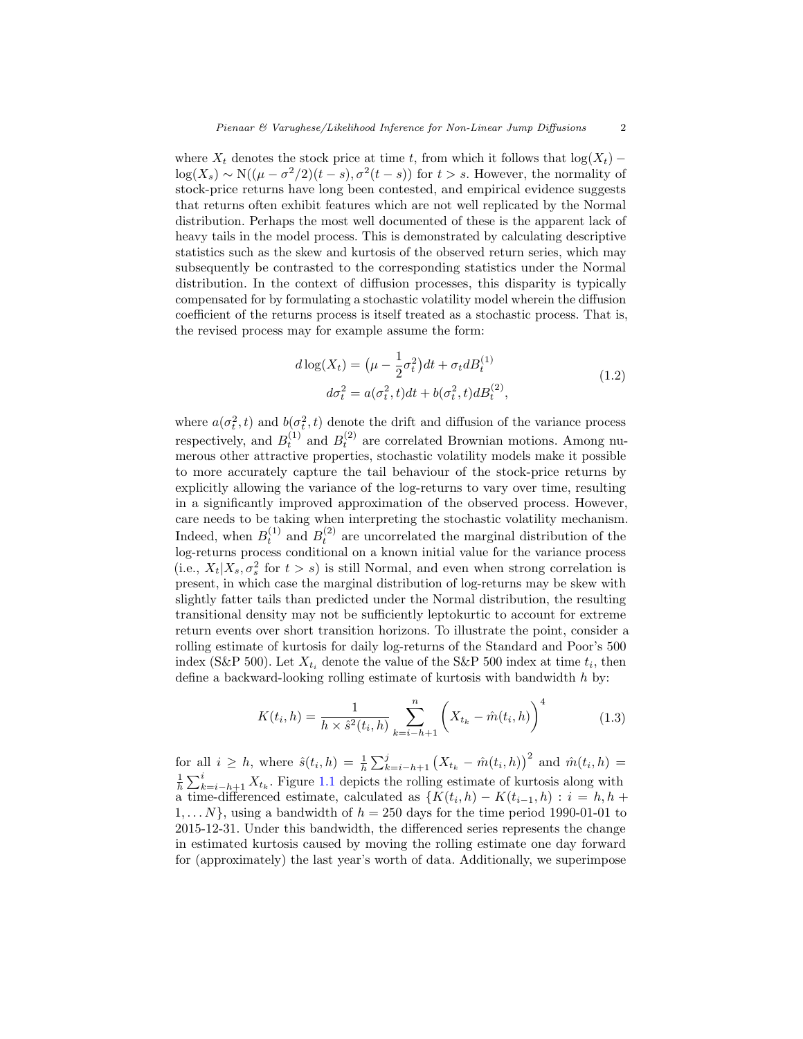where $X_t$ denotes the stock price at time $t$, from which it follows that $\log(X_t) - \log(X_s) \sim \mathrm{N}((\mu - \sigma^2/2)(t-s), \sigma^2(t-s))$ for $t > s$. However, the normality of stock-price returns have long been contested, and empirical evidence suggests that returns often exhibit features which are not well replicated by the Normal distribution. Perhaps the most well documented of these is the apparent lack of heavy tails in the model process. This is demonstrated by calculating descriptive statistics such as the skew and kurtosis of the observed return series, which may subsequently be contrasted to the corresponding statistics under the Normal distribution. In the context of diffusion processes, this disparity is typically compensated for by formulating a stochastic volatility model wherein the diffusion coefficient of the returns process is itself treated as a stochastic process. That is, the revised process may for example assume the form:

$$
\begin{aligned}
d\log(X_t) &= \big(\mu - \frac{1}{2}\sigma_t^2\big)dt + \sigma_t dB_t^{(1)} \\
d\sigma_t^2 &= a(\sigma_t^2, t)dt + b(\sigma_t^2, t)dB_t^{(2)},
\end{aligned}
\tag{1.2}
$$

where $a(\sigma_t^2, t)$ and $b(\sigma_t^2, t)$ denote the drift and diffusion of the variance process respectively, and $B_t^{(1)}$ and $B_t^{(2)}$ are correlated Brownian motions. Among numerous other attractive properties, stochastic volatility models make it possible to more accurately capture the tail behaviour of the stock-price returns by explicitly allowing the variance of the log-returns to vary over time, resulting in a significantly improved approximation of the observed process. However, care needs to be taking when interpreting the stochastic volatility mechanism. Indeed, when $B_t^{(1)}$ and $B_t^{(2)}$ are uncorrelated the marginal distribution of the log-returns process conditional on a known initial value for the variance process (i.e., $X_t | X_s, \sigma_s^2$ for $t > s$) is still Normal, and even when strong correlation is present, in which case the marginal distribution of log-returns may be skew with slightly fatter tails than predicted under the Normal distribution, the resulting transitional density may not be sufficiently leptokurtic to account for extreme return events over short transition horizons. To illustrate the point, consider a rolling estimate of kurtosis for daily log-returns of the Standard and Poor's 500 index (S&P 500). Let $X_{t_i}$ denote the value of the S&P 500 index at time $t_i$, then define a backward-looking rolling estimate of kurtosis with bandwidth $h$ by:

$$
K(t_i, h) = \frac{1}{h \times \hat{s}^2(t_i, h)} \sum_{k=i-h+1}^{n} \Big( X_{t_k} - \hat{m}(t_i, h) \Big)^4 \tag{1.3}
$$

for all $i \geq h$, where $\hat{s}(t_i, h) = \frac{1}{h} \sum_{k=i-h+1}^{j} \big( X_{t_k} - \hat{m}(t_i, h) \big)^2$ and $\hat{m}(t_i, h) = \frac{1}{h} \sum_{k=i-h+1}^{i} X_{t_k}$. Figure 1.1 depicts the rolling estimate of kurtosis along with a time-differenced estimate, calculated as $\{K(t_i, h) - K(t_{i-1}, h) : i = h, h+1, \ldots N\}$, using a bandwidth of $h = 250$ days for the time period 1990-01-01 to 2015-12-31. Under this bandwidth, the differenced series represents the change in estimated kurtosis caused by moving the rolling estimate one day forward for (approximately) the last year's worth of data. Additionally, we superimpose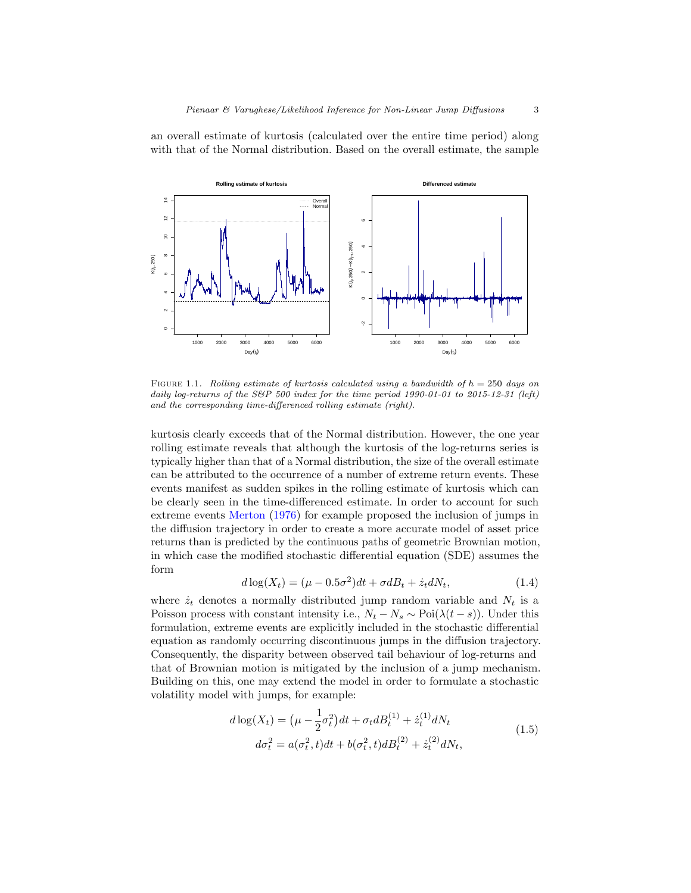an overall estimate of kurtosis (calculated over the entire time period) along with that of the Normal distribution. Based on the overall estimate, the sample

FIGURE 1.1. *Rolling estimate of kurtosis calculated using a bandwidth of $h = 250$ days on daily log-returns of the S&P 500 index for the time period 1990-01-01 to 2015-12-31 (left) and the corresponding time-differenced rolling estimate (right).*

kurtosis clearly exceeds that of the Normal distribution. However, the one year rolling estimate reveals that although the kurtosis of the log-returns series is typically higher than that of a Normal distribution, the size of the overall estimate can be attributed to the occurrence of a number of extreme return events. These events manifest as sudden spikes in the rolling estimate of kurtosis which can be clearly seen in the time-differenced estimate. In order to account for such extreme events Merton (1976) for example proposed the inclusion of jumps in the diffusion trajectory in order to create a more accurate model of asset price returns than is predicted by the continuous paths of geometric Brownian motion, in which case the modified stochastic differential equation (SDE) assumes the form

$$d\log(X_t) = (\mu - 0.5\sigma^2)dt + \sigma dB_t + \dot{z}_t dN_t, \tag{1.4}$$

where $\dot{z}_t$ denotes a normally distributed jump random variable and $N_t$ is a Poisson process with constant intensity i.e., $N_t - N_s \sim \text{Poi}(\lambda(t-s))$. Under this formulation, extreme events are explicitly included in the stochastic differential equation as randomly occurring discontinuous jumps in the diffusion trajectory. Consequently, the disparity between observed tail behaviour of log-returns and that of Brownian motion is mitigated by the inclusion of a jump mechanism. Building on this, one may extend the model in order to formulate a stochastic volatility model with jumps, for example:

$$\begin{aligned} d\log(X_t) &= \left(\mu - \frac{1}{2}\sigma_t^2\right)dt + \sigma_t dB_t^{(1)} + \dot{z}_t^{(1)} dN_t \\ d\sigma_t^2 &= a(\sigma_t^2, t)dt + b(\sigma_t^2, t)dB_t^{(2)} + \dot{z}_t^{(2)} dN_t, \end{aligned} \tag{1.5}$$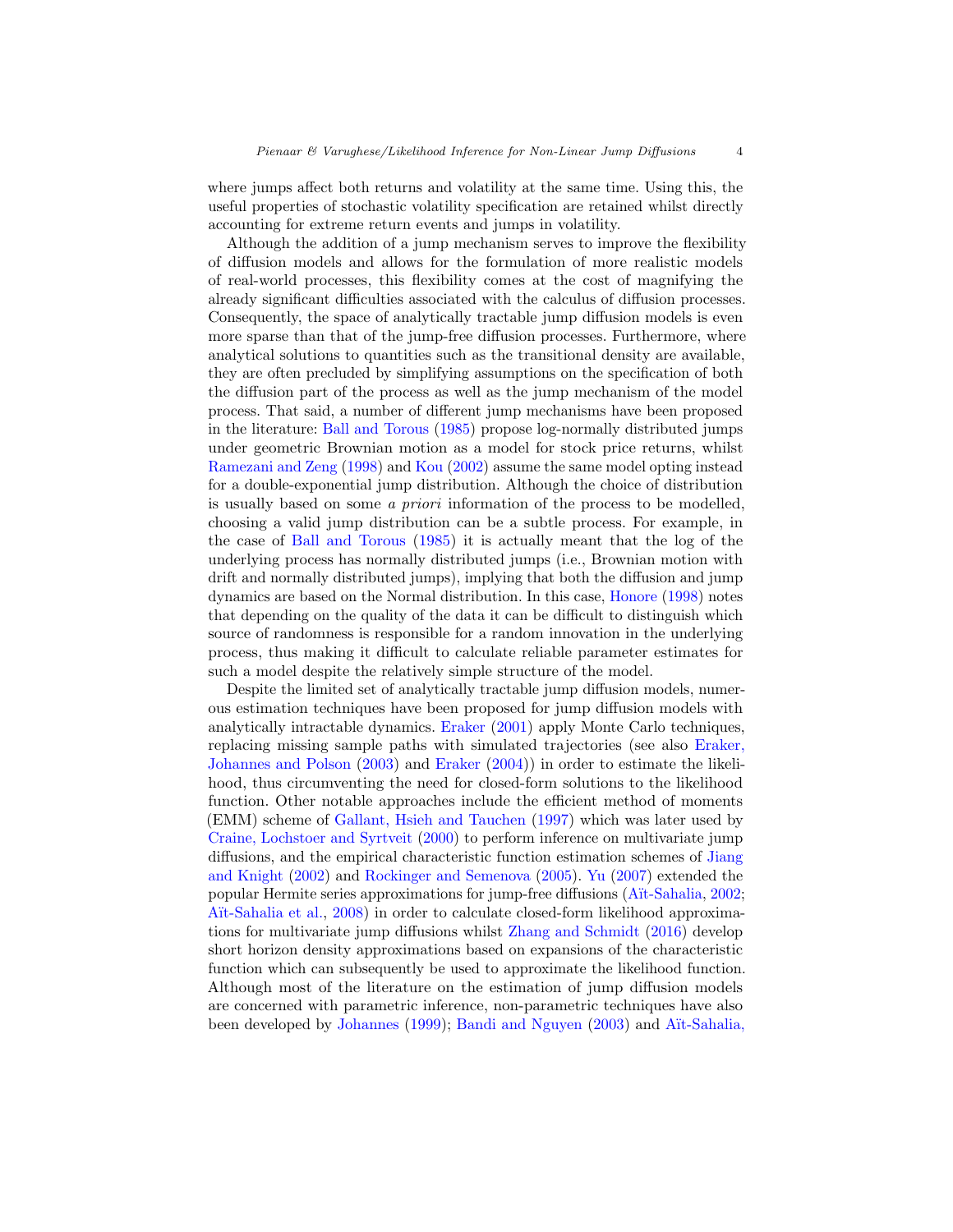where jumps affect both returns and volatility at the same time. Using this, the useful properties of stochastic volatility specification are retained whilst directly accounting for extreme return events and jumps in volatility.

Although the addition of a jump mechanism serves to improve the flexibility of diffusion models and allows for the formulation of more realistic models of real-world processes, this flexibility comes at the cost of magnifying the already significant difficulties associated with the calculus of diffusion processes. Consequently, the space of analytically tractable jump diffusion models is even more sparse than that of the jump-free diffusion processes. Furthermore, where analytical solutions to quantities such as the transitional density are available, they are often precluded by simplifying assumptions on the specification of both the diffusion part of the process as well as the jump mechanism of the model process. That said, a number of different jump mechanisms have been proposed in the literature: Ball and Torous (1985) propose log-normally distributed jumps under geometric Brownian motion as a model for stock price returns, whilst Ramezani and Zeng (1998) and Kou (2002) assume the same model opting instead for a double-exponential jump distribution. Although the choice of distribution is usually based on some *a priori* information of the process to be modelled, choosing a valid jump distribution can be a subtle process. For example, in the case of Ball and Torous (1985) it is actually meant that the log of the underlying process has normally distributed jumps (i.e., Brownian motion with drift and normally distributed jumps), implying that both the diffusion and jump dynamics are based on the Normal distribution. In this case, Honore (1998) notes that depending on the quality of the data it can be difficult to distinguish which source of randomness is responsible for a random innovation in the underlying process, thus making it difficult to calculate reliable parameter estimates for such a model despite the relatively simple structure of the model.

Despite the limited set of analytically tractable jump diffusion models, numerous estimation techniques have been proposed for jump diffusion models with analytically intractable dynamics. Eraker (2001) apply Monte Carlo techniques, replacing missing sample paths with simulated trajectories (see also Eraker, Johannes and Polson (2003) and Eraker (2004)) in order to estimate the likelihood, thus circumventing the need for closed-form solutions to the likelihood function. Other notable approaches include the efficient method of moments (EMM) scheme of Gallant, Hsieh and Tauchen (1997) which was later used by Craine, Lochstoer and Syrtveit (2000) to perform inference on multivariate jump diffusions, and the empirical characteristic function estimation schemes of Jiang and Knight (2002) and Rockinger and Semenova (2005). Yu (2007) extended the popular Hermite series approximations for jump-free diffusions (Aït-Sahalia, 2002; Aït-Sahalia et al., 2008) in order to calculate closed-form likelihood approximations for multivariate jump diffusions whilst Zhang and Schmidt (2016) develop short horizon density approximations based on expansions of the characteristic function which can subsequently be used to approximate the likelihood function. Although most of the literature on the estimation of jump diffusion models are concerned with parametric inference, non-parametric techniques have also been developed by Johannes (1999); Bandi and Nguyen (2003) and Aït-Sahalia,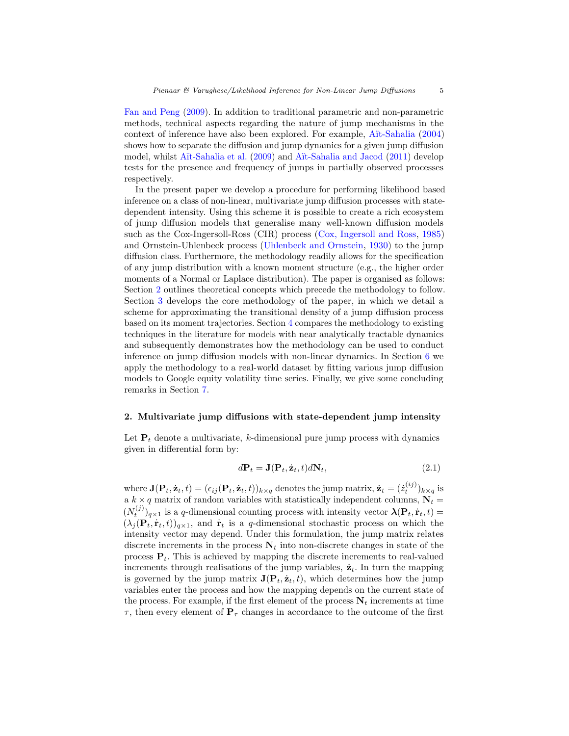Fan and Peng (2009). In addition to traditional parametric and non-parametric methods, technical aspects regarding the nature of jump mechanisms in the context of inference have also been explored. For example, Aït-Sahalia (2004) shows how to separate the diffusion and jump dynamics for a given jump diffusion model, whilst Aït-Sahalia et al. (2009) and Aït-Sahalia and Jacod (2011) develop tests for the presence and frequency of jumps in partially observed processes respectively.

In the present paper we develop a procedure for performing likelihood based inference on a class of non-linear, multivariate jump diffusion processes with state-dependent intensity. Using this scheme it is possible to create a rich ecosystem of jump diffusion models that generalise many well-known diffusion models such as the Cox-Ingersoll-Ross (CIR) process (Cox, Ingersoll and Ross, 1985) and Ornstein-Uhlenbeck process (Uhlenbeck and Ornstein, 1930) to the jump diffusion class. Furthermore, the methodology readily allows for the specification of any jump distribution with a known moment structure (e.g., the higher order moments of a Normal or Laplace distribution). The paper is organised as follows: Section 2 outlines theoretical concepts which precede the methodology to follow. Section 3 develops the core methodology of the paper, in which we detail a scheme for approximating the transitional density of a jump diffusion process based on its moment trajectories. Section 4 compares the methodology to existing techniques in the literature for models with near analytically tractable dynamics and subsequently demonstrates how the methodology can be used to conduct inference on jump diffusion models with non-linear dynamics. In Section 6 we apply the methodology to a real-world dataset by fitting various jump diffusion models to Google equity volatility time series. Finally, we give some concluding remarks in Section 7.

## 2. Multivariate jump diffusions with state-dependent jump intensity

Let $\mathbf{P}_t$ denote a multivariate, $k$-dimensional pure jump process with dynamics given in differential form by:

$$d\mathbf{P}_t = \mathbf{J}(\mathbf{P}_t, \dot{\mathbf{z}}_t, t)d\mathbf{N}_t, \tag{2.1}$$

where $\mathbf{J}(\mathbf{P}_t, \dot{\mathbf{z}}_t, t) = (\epsilon_{ij}(\mathbf{P}_t, \dot{\mathbf{z}}_t, t))_{k\times q}$ denotes the jump matrix, $\dot{\mathbf{z}}_t = (\dot{z}_t^{(ij)})_{k\times q}$ is a $k \times q$ matrix of random variables with statistically independent columns, $\mathbf{N}_t = (N_t^{(j)})_{q\times 1}$ is a $q$-dimensional counting process with intensity vector $\boldsymbol{\lambda}(\mathbf{P}_t, \dot{\mathbf{r}}_t, t) = (\lambda_j(\mathbf{P}_t, \dot{\mathbf{r}}_t, t))_{q\times 1}$, and $\dot{\mathbf{r}}_t$ is a $q$-dimensional stochastic process on which the intensity vector may depend. Under this formulation, the jump matrix relates discrete increments in the process $\mathbf{N}_t$ into non-discrete changes in state of the process $\mathbf{P}_t$. This is achieved by mapping the discrete increments to real-valued increments through realisations of the jump variables, $\dot{\mathbf{z}}_t$. In turn the mapping is governed by the jump matrix $\mathbf{J}(\mathbf{P}_t, \dot{\mathbf{z}}_t, t)$, which determines how the jump variables enter the process and how the mapping depends on the current state of the process. For example, if the first element of the process $\mathbf{N}_t$ increments at time $\tau$, then every element of $\mathbf{P}_\tau$ changes in accordance to the outcome of the first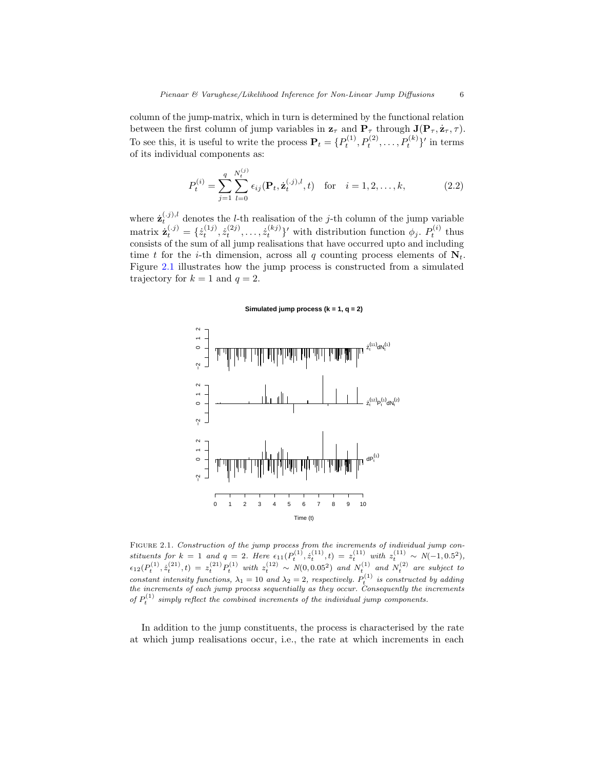column of the jump-matrix, which in turn is determined by the functional relation between the first column of jump variables in $\mathbf{z}_\tau$ and $\mathbf{P}_\tau$ through $\mathbf{J}(\mathbf{P}_\tau, \dot{\mathbf{z}}_\tau, \tau)$. To see this, it is useful to write the process $\mathbf{P}_t = \{P_t^{(1)}, P_t^{(2)}, \ldots, P_t^{(k)}\}'$ in terms of its individual components as:

$$P_t^{(i)} = \sum_{j=1}^{q} \sum_{l=0}^{N_t^{(j)}} \epsilon_{ij}(\mathbf{P}_t, \dot{\mathbf{z}}_t^{(.j),l}, t) \quad \text{for} \quad i = 1, 2, \ldots, k, \tag{2.2}$$

where $\dot{\mathbf{z}}_t^{(.j),l}$ denotes the $l$-th realisation of the $j$-th column of the jump variable matrix $\dot{\mathbf{z}}_t^{(.j)} = \{\dot{z}_t^{(1j)}, \dot{z}_t^{(2j)}, \ldots, \dot{z}_t^{(kj)}\}'$ with distribution function $\phi_j$. $P_t^{(i)}$ thus consists of the sum of all jump realisations that have occurred upto and including time $t$ for the $i$-th dimension, across all $q$ counting process elements of $\mathbf{N}_t$. Figure 2.1 illustrates how the jump process is constructed from a simulated trajectory for $k = 1$ and $q = 2$.

FIGURE 2.1. *Construction of the jump process from the increments of individual jump constituents for $k = 1$ and $q = 2$. Here $\epsilon_{11}(P_t^{(1)}, \dot{z}_t^{(11)}, t) = z_t^{(11)}$ with $z_t^{(11)} \sim N(-1, 0.5^2)$, $\epsilon_{12}(P_t^{(1)}, \dot{z}_t^{(21)}, t) = z_t^{(21)} P_t^{(1)}$ with $z_t^{(12)} \sim N(0, 0.05^2)$ and $N_t^{(1)}$ and $N_t^{(2)}$ are subject to constant intensity functions, $\lambda_1 = 10$ and $\lambda_2 = 2$, respectively. $P_t^{(1)}$ is constructed by adding the increments of each jump process sequentially as they occur. Consequently the increments of $P_t^{(1)}$ simply reflect the combined increments of the individual jump components.*

In addition to the jump constituents, the process is characterised by the rate at which jump realisations occur, i.e., the rate at which increments in each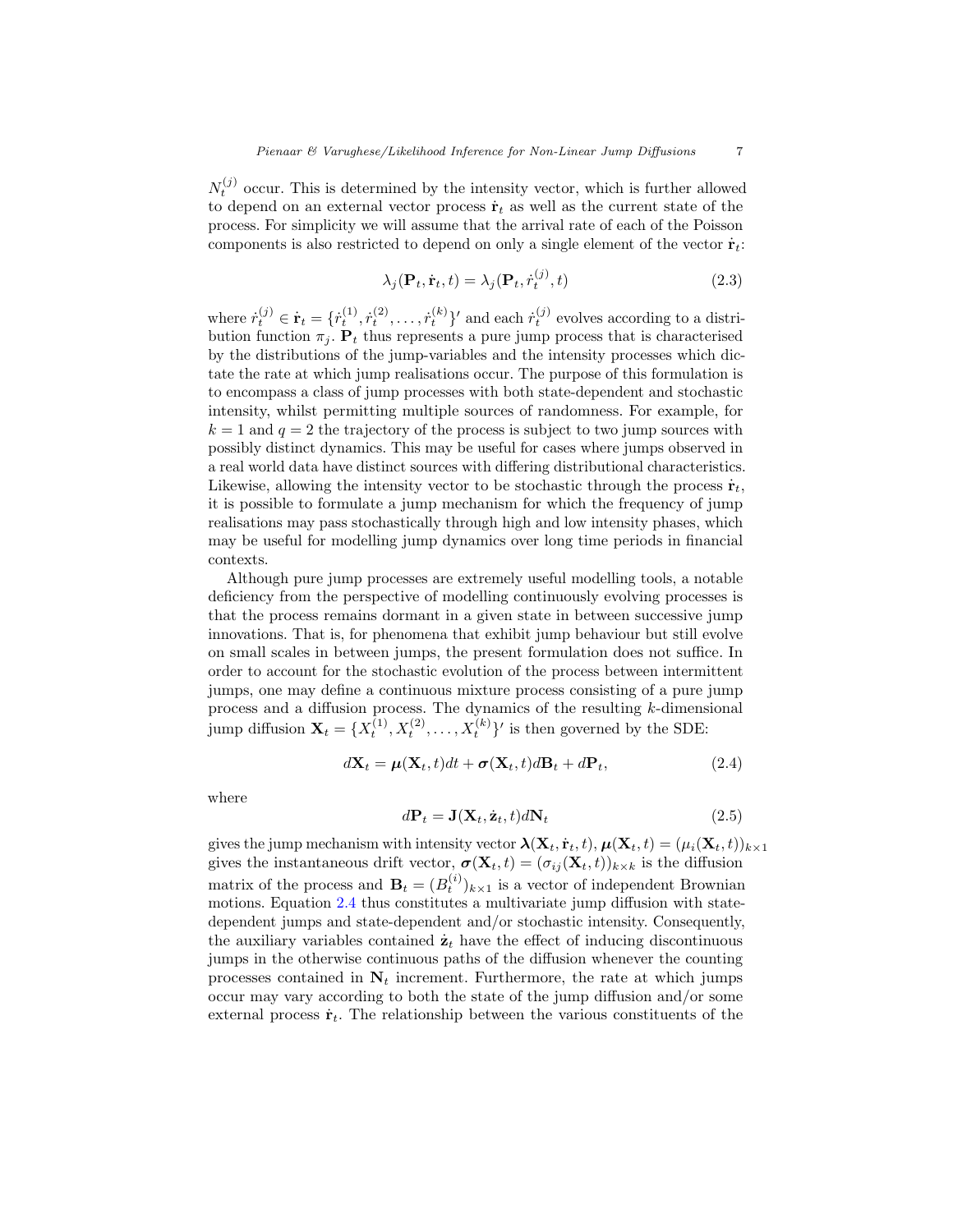$N_t^{(j)}$ occur. This is determined by the intensity vector, which is further allowed to depend on an external vector process $\dot{\mathbf{r}}_t$ as well as the current state of the process. For simplicity we will assume that the arrival rate of each of the Poisson components is also restricted to depend on only a single element of the vector $\dot{\mathbf{r}}_t$:

$$\lambda_j(\mathbf{P}_t, \dot{\mathbf{r}}_t, t) = \lambda_j(\mathbf{P}_t, \dot{r}_t^{(j)}, t) \tag{2.3}$$

where $\dot{r}_t^{(j)} \in \dot{\mathbf{r}}_t = \{\dot{r}_t^{(1)}, \dot{r}_t^{(2)}, \dots, \dot{r}_t^{(k)}\}'$ and each $\dot{r}_t^{(j)}$ evolves according to a distribution function $\pi_j$. $\mathbf{P}_t$ thus represents a pure jump process that is characterised by the distributions of the jump-variables and the intensity processes which dictate the rate at which jump realisations occur. The purpose of this formulation is to encompass a class of jump processes with both state-dependent and stochastic intensity, whilst permitting multiple sources of randomness. For example, for $k = 1$ and $q = 2$ the trajectory of the process is subject to two jump sources with possibly distinct dynamics. This may be useful for cases where jumps observed in a real world data have distinct sources with differing distributional characteristics. Likewise, allowing the intensity vector to be stochastic through the process $\dot{\mathbf{r}}_t$, it is possible to formulate a jump mechanism for which the frequency of jump realisations may pass stochastically through high and low intensity phases, which may be useful for modelling jump dynamics over long time periods in financial contexts.

Although pure jump processes are extremely useful modelling tools, a notable deficiency from the perspective of modelling continuously evolving processes is that the process remains dormant in a given state in between successive jump innovations. That is, for phenomena that exhibit jump behaviour but still evolve on small scales in between jumps, the present formulation does not suffice. In order to account for the stochastic evolution of the process between intermittent jumps, one may define a continuous mixture process consisting of a pure jump process and a diffusion process. The dynamics of the resulting $k$-dimensional jump diffusion $\mathbf{X}_t = \{X_t^{(1)}, X_t^{(2)}, \dots, X_t^{(k)}\}'$ is then governed by the SDE:

$$d\mathbf{X}_t = \boldsymbol{\mu}(\mathbf{X}_t, t)dt + \boldsymbol{\sigma}(\mathbf{X}_t, t)d\mathbf{B}_t + d\mathbf{P}_t, \tag{2.4}$$

where

$$d\mathbf{P}_t = \mathbf{J}(\mathbf{X}_t, \dot{\mathbf{z}}_t, t)d\mathbf{N}_t \tag{2.5}$$

gives the jump mechanism with intensity vector $\boldsymbol{\lambda}(\mathbf{X}_t, \dot{\mathbf{r}}_t, t)$, $\boldsymbol{\mu}(\mathbf{X}_t, t) = (\mu_i(\mathbf{X}_t, t))_{k\times 1}$ gives the instantaneous drift vector, $\boldsymbol{\sigma}(\mathbf{X}_t, t) = (\sigma_{ij}(\mathbf{X}_t, t))_{k\times k}$ is the diffusion matrix of the process and $\mathbf{B}_t = (B_t^{(i)})_{k\times 1}$ is a vector of independent Brownian motions. Equation 2.4 thus constitutes a multivariate jump diffusion with state-dependent jumps and state-dependent and/or stochastic intensity. Consequently, the auxiliary variables contained $\dot{\mathbf{z}}_t$ have the effect of inducing discontinuous jumps in the otherwise continuous paths of the diffusion whenever the counting processes contained in $\mathbf{N}_t$ increment. Furthermore, the rate at which jumps occur may vary according to both the state of the jump diffusion and/or some external process $\dot{\mathbf{r}}_t$. The relationship between the various constituents of the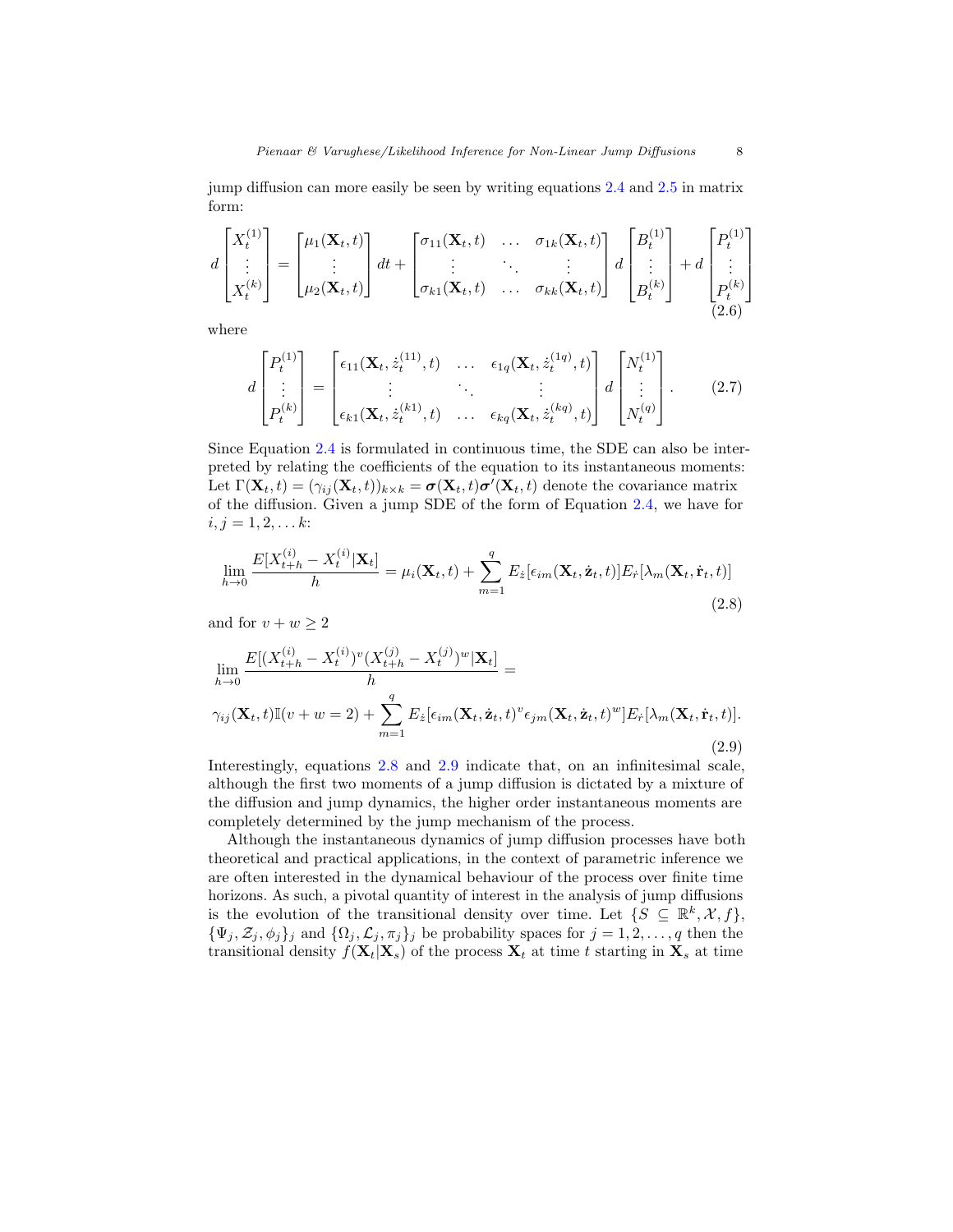jump diffusion can more easily be seen by writing equations 2.4 and 2.5 in matrix form:

$$
d\begin{bmatrix} X_t^{(1)} \\ \vdots \\ X_t^{(k)} \end{bmatrix} = \begin{bmatrix} \mu_1(\mathbf{X}_t,t) \\ \vdots \\ \mu_2(\mathbf{X}_t,t) \end{bmatrix} dt + \begin{bmatrix} \sigma_{11}(\mathbf{X}_t,t) & \dots & \sigma_{1k}(\mathbf{X}_t,t) \\ \vdots & \ddots & \vdots \\ \sigma_{k1}(\mathbf{X}_t,t) & \dots & \sigma_{kk}(\mathbf{X}_t,t) \end{bmatrix} d\begin{bmatrix} B_t^{(1)} \\ \vdots \\ B_t^{(k)} \end{bmatrix} + d\begin{bmatrix} P_t^{(1)} \\ \vdots \\ P_t^{(k)} \end{bmatrix} \tag{2.6}
$$

where

$$
d\begin{bmatrix} P_t^{(1)} \\ \vdots \\ P_t^{(k)} \end{bmatrix} = \begin{bmatrix} \epsilon_{11}(\mathbf{X}_t,\dot{z}_t^{(11)},t) & \dots & \epsilon_{1q}(\mathbf{X}_t,\dot{z}_t^{(1q)},t) \\ \vdots & \ddots & \vdots \\ \epsilon_{k1}(\mathbf{X}_t,\dot{z}_t^{(k1)},t) & \dots & \epsilon_{kq}(\mathbf{X}_t,\dot{z}_t^{(kq)},t) \end{bmatrix} d\begin{bmatrix} N_t^{(1)} \\ \vdots \\ N_t^{(q)} \end{bmatrix}. \tag{2.7}
$$

Since Equation 2.4 is formulated in continuous time, the SDE can also be interpreted by relating the coefficients of the equation to its instantaneous moments: Let $\Gamma(\mathbf{X}_t,t) = (\gamma_{ij}(\mathbf{X}_t,t))_{k\times k} = \boldsymbol{\sigma}(\mathbf{X}_t,t)\boldsymbol{\sigma}'(\mathbf{X}_t,t)$ denote the covariance matrix of the diffusion. Given a jump SDE of the form of Equation 2.4, we have for $i,j = 1,2,\dots k$:

$$
\lim_{h\to 0}\frac{E[X_{t+h}^{(i)} - X_t^{(i)}|\mathbf{X}_t]}{h} = \mu_i(\mathbf{X}_t,t) + \sum_{m=1}^{q} E_{\dot{z}}[\epsilon_{im}(\mathbf{X}_t,\dot{\mathbf{z}}_t,t)]E_{\dot{r}}[\lambda_m(\mathbf{X}_t,\dot{\mathbf{r}}_t,t)] \tag{2.8}
$$

and for $v + w \geq 2$

$$
\begin{aligned}
&\lim_{h\to 0}\frac{E[(X_{t+h}^{(i)} - X_t^{(i)})^v(X_{t+h}^{(j)} - X_t^{(j)})^w|\mathbf{X}_t]}{h} = \\
&\gamma_{ij}(\mathbf{X}_t,t)\mathbb{I}(v+w=2) + \sum_{m=1}^{q} E_{\dot{z}}[\epsilon_{im}(\mathbf{X}_t,\dot{\mathbf{z}}_t,t)^v\epsilon_{jm}(\mathbf{X}_t,\dot{\mathbf{z}}_t,t)^w]E_{\dot{r}}[\lambda_m(\mathbf{X}_t,\dot{\mathbf{r}}_t,t)].
\end{aligned} \tag{2.9}
$$

Interestingly, equations 2.8 and 2.9 indicate that, on an infinitesimal scale, although the first two moments of a jump diffusion is dictated by a mixture of the diffusion and jump dynamics, the higher order instantaneous moments are completely determined by the jump mechanism of the process.

Although the instantaneous dynamics of jump diffusion processes have both theoretical and practical applications, in the context of parametric inference we are often interested in the dynamical behaviour of the process over finite time horizons. As such, a pivotal quantity of interest in the analysis of jump diffusions is the evolution of the transitional density over time. Let $\{S \subseteq \mathbb{R}^k, \mathcal{X}, f\}$, $\{\Psi_j, \mathcal{Z}_j, \phi_j\}_j$ and $\{\Omega_j, \mathcal{L}_j, \pi_j\}_j$ be probability spaces for $j = 1,2,\dots,q$ then the transitional density $f(\mathbf{X}_t|\mathbf{X}_s)$ of the process $\mathbf{X}_t$ at time $t$ starting in $\mathbf{X}_s$ at time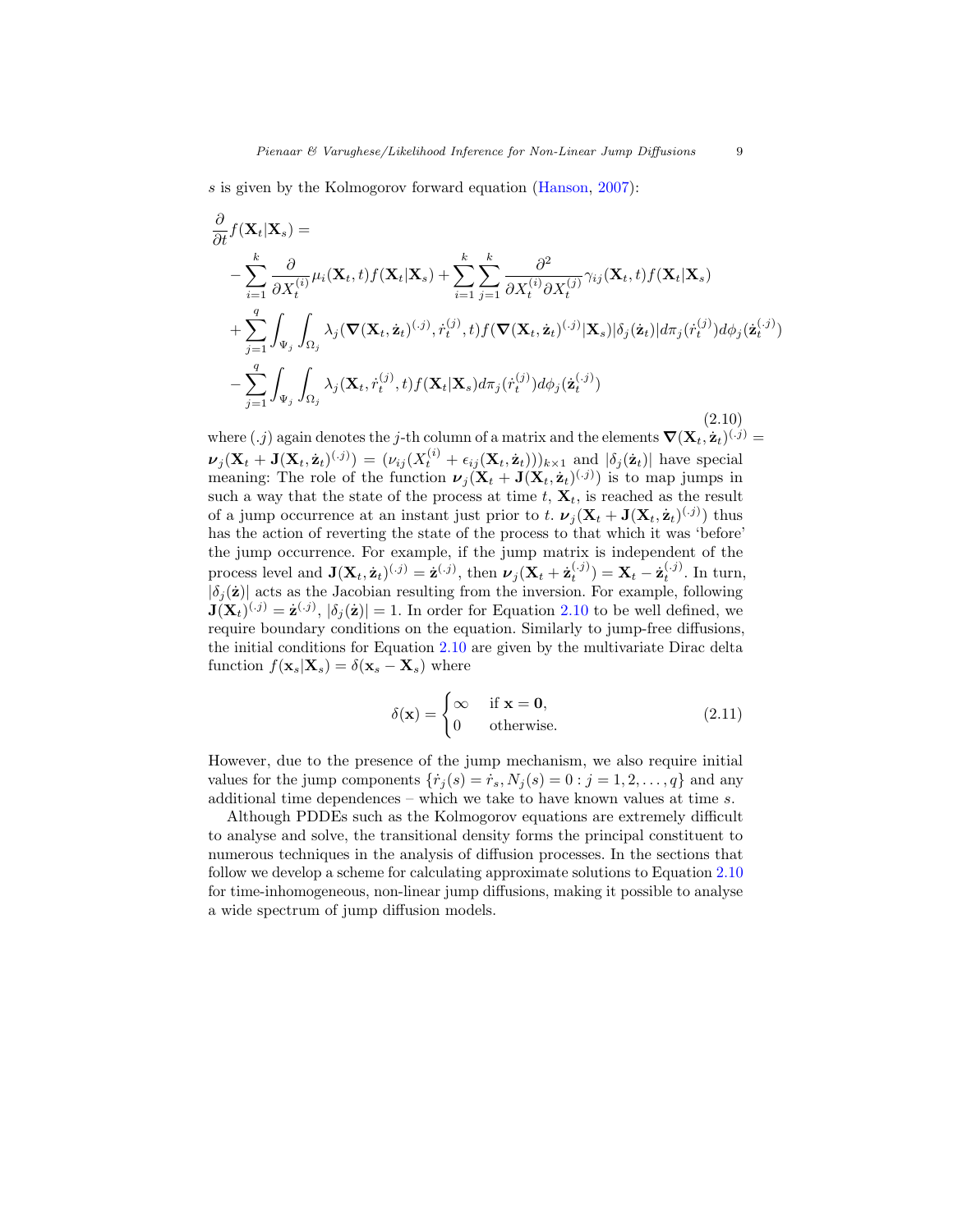$s$ is given by the Kolmogorov forward equation (Hanson, 2007):

$$
\begin{aligned}
&\frac{\partial}{\partial t} f(\mathbf{X}_t|\mathbf{X}_s) = \\
&\quad -\sum_{i=1}^{k} \frac{\partial}{\partial X_t^{(i)}} \mu_i(\mathbf{X}_t, t) f(\mathbf{X}_t|\mathbf{X}_s) + \sum_{i=1}^{k}\sum_{j=1}^{k} \frac{\partial^2}{\partial X_t^{(i)} \partial X_t^{(j)}} \gamma_{ij}(\mathbf{X}_t, t) f(\mathbf{X}_t|\mathbf{X}_s) \\
&\quad + \sum_{j=1}^{q} \int_{\Psi_j}\int_{\Omega_j} \lambda_j(\boldsymbol{\nabla}(\mathbf{X}_t, \dot{\mathbf{z}}_t)^{(\cdot j)}, \dot{r}_t^{(j)}, t) f(\boldsymbol{\nabla}(\mathbf{X}_t, \dot{\mathbf{z}}_t)^{(\cdot j)}|\mathbf{X}_s) |\delta_j(\dot{\mathbf{z}}_t)| d\pi_j(\dot{r}_t^{(j)}) d\phi_j(\dot{\mathbf{z}}_t^{(\cdot j)}) \\
&\quad - \sum_{j=1}^{q} \int_{\Psi_j}\int_{\Omega_j} \lambda_j(\mathbf{X}_t, \dot{r}_t^{(j)}, t) f(\mathbf{X}_t|\mathbf{X}_s) d\pi_j(\dot{r}_t^{(j)}) d\phi_j(\dot{\mathbf{z}}_t^{(\cdot j)})
\end{aligned}
\tag{2.10}
$$

where $(.j)$ again denotes the $j$-th column of a matrix and the elements $\boldsymbol{\nabla}(\mathbf{X}_t, \dot{\mathbf{z}}_t)^{(\cdot j)} = \boldsymbol{\nu}_j(\mathbf{X}_t + \mathbf{J}(\mathbf{X}_t, \dot{\mathbf{z}}_t)^{(\cdot j)}) = (\nu_{ij}(X_t^{(i)} + \epsilon_{ij}(\mathbf{X}_t, \dot{\mathbf{z}}_t)))_{k\times 1}$ and $|\delta_j(\dot{\mathbf{z}}_t)|$ have special meaning: The role of the function $\boldsymbol{\nu}_j(\mathbf{X}_t + \mathbf{J}(\mathbf{X}_t, \dot{\mathbf{z}}_t)^{(\cdot j)})$ is to map jumps in such a way that the state of the process at time $t$, $\mathbf{X}_t$, is reached as the result of a jump occurrence at an instant just prior to $t$. $\boldsymbol{\nu}_j(\mathbf{X}_t + \mathbf{J}(\mathbf{X}_t, \dot{\mathbf{z}}_t)^{(\cdot j)})$ thus has the action of reverting the state of the process to that which it was 'before' the jump occurrence. For example, if the jump matrix is independent of the process level and $\mathbf{J}(\mathbf{X}_t, \dot{\mathbf{z}}_t)^{(\cdot j)} = \dot{\mathbf{z}}^{(\cdot j)}$, then $\boldsymbol{\nu}_j(\mathbf{X}_t + \dot{\mathbf{z}}_t^{(\cdot j)}) = \mathbf{X}_t - \dot{\mathbf{z}}_t^{(\cdot j)}$. In turn, $|\delta_j(\dot{\mathbf{z}})|$ acts as the Jacobian resulting from the inversion. For example, following $\mathbf{J}(\mathbf{X}_t)^{(\cdot j)} = \dot{\mathbf{z}}^{(\cdot j)}$, $|\delta_j(\dot{\mathbf{z}})| = 1$. In order for Equation 2.10 to be well defined, we require boundary conditions on the equation. Similarly to jump-free diffusions, the initial conditions for Equation 2.10 are given by the multivariate Dirac delta function $f(\mathbf{x}_s|\mathbf{X}_s) = \delta(\mathbf{x}_s - \mathbf{X}_s)$ where

$$
\delta(\mathbf{x}) = \begin{cases} \infty & \text{if } \mathbf{x} = \mathbf{0}, \\ 0 & \text{otherwise.} \end{cases}
\tag{2.11}
$$

However, due to the presence of the jump mechanism, we also require initial values for the jump components $\{\dot{r}_j(s) = \dot{r}_s, N_j(s) = 0 : j = 1, 2, \ldots, q\}$ and any additional time dependences – which we take to have known values at time $s$.

Although PDDEs such as the Kolmogorov equations are extremely difficult to analyse and solve, the transitional density forms the principal constituent to numerous techniques in the analysis of diffusion processes. In the sections that follow we develop a scheme for calculating approximate solutions to Equation 2.10 for time-inhomogeneous, non-linear jump diffusions, making it possible to analyse a wide spectrum of jump diffusion models.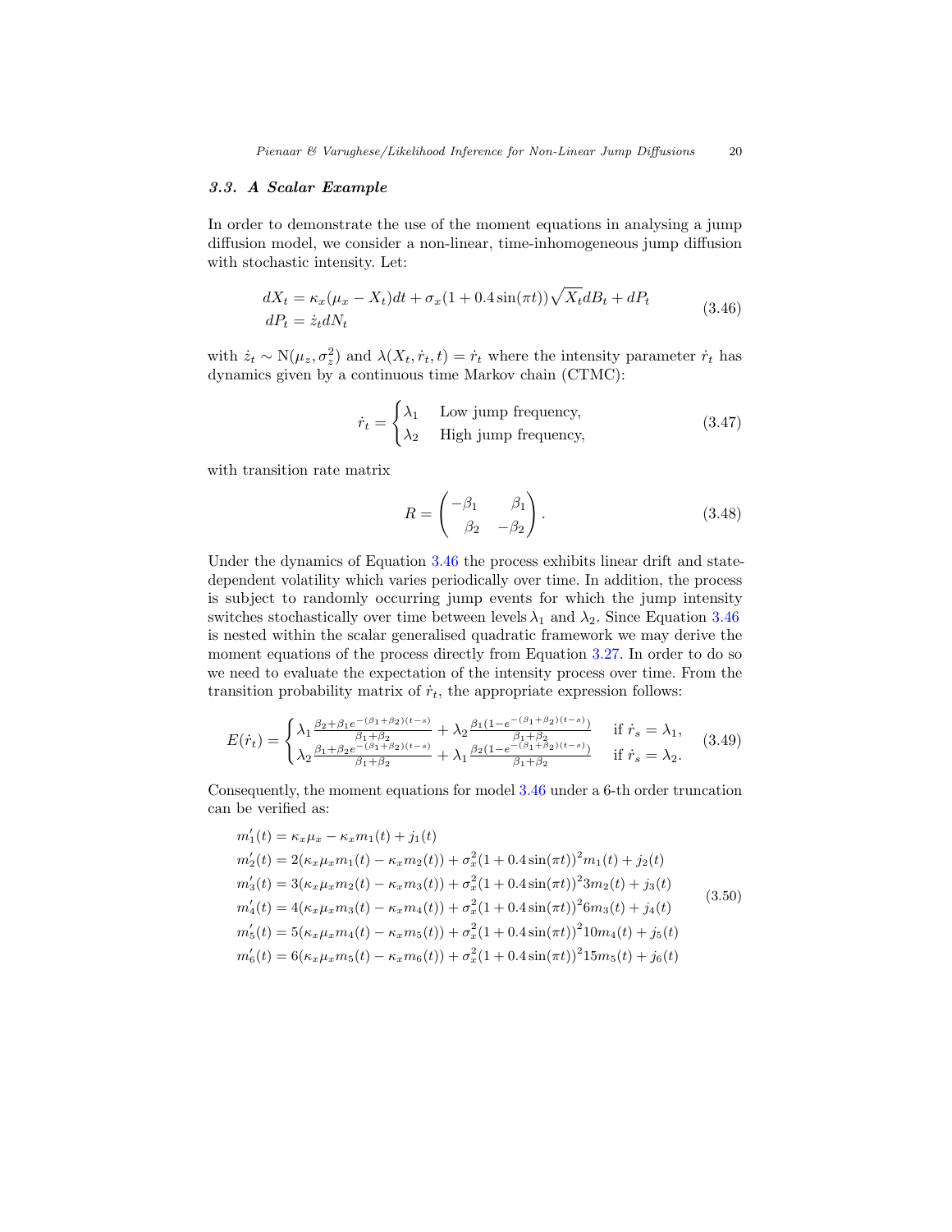### 3.3. A Scalar Example

In order to demonstrate the use of the moment equations in analysing a jump diffusion model, we consider a non-linear, time-inhomogeneous jump diffusion with stochastic intensity. Let:

$$
\begin{aligned}
dX_t &= \kappa_x(\mu_x - X_t)dt + \sigma_x(1 + 0.4\sin(\pi t))\sqrt{X_t}dB_t + dP_t \\
dP_t &= \dot{z}_t dN_t
\end{aligned}
\tag{3.46}
$$

with $\dot{z}_t \sim \mathrm{N}(\mu_z, \sigma_z^2)$ and $\lambda(X_t, \dot{r}_t, t) = \dot{r}_t$ where the intensity parameter $\dot{r}_t$ has dynamics given by a continuous time Markov chain (CTMC):

$$
\dot{r}_t = \begin{cases} \lambda_1 & \text{Low jump frequency,} \\ \lambda_2 & \text{High jump frequency,} \end{cases}
\tag{3.47}
$$

with transition rate matrix

$$
R = \begin{pmatrix} -\beta_1 & \beta_1 \\ \beta_2 & -\beta_2 \end{pmatrix}.
\tag{3.48}
$$

Under the dynamics of Equation 3.46 the process exhibits linear drift and state-dependent volatility which varies periodically over time. In addition, the process is subject to randomly occurring jump events for which the jump intensity switches stochastically over time between levels $\lambda_1$ and $\lambda_2$. Since Equation 3.46 is nested within the scalar generalised quadratic framework we may derive the moment equations of the process directly from Equation 3.27. In order to do so we need to evaluate the expectation of the intensity process over time. From the transition probability matrix of $\dot{r}_t$, the appropriate expression follows:

$$
E(\dot{r}_t) = \begin{cases} \lambda_1 \frac{\beta_2 + \beta_1 e^{-(\beta_1+\beta_2)(t-s)}}{\beta_1+\beta_2} + \lambda_2 \frac{\beta_1(1-e^{-(\beta_1+\beta_2)(t-s)})}{\beta_1+\beta_2} & \text{if } \dot{r}_s = \lambda_1, \\ \lambda_2 \frac{\beta_1 + \beta_2 e^{-(\beta_1+\beta_2)(t-s)}}{\beta_1+\beta_2} + \lambda_1 \frac{\beta_2(1-e^{-(\beta_1+\beta_2)(t-s)})}{\beta_1+\beta_2} & \text{if } \dot{r}_s = \lambda_2. \end{cases}
\tag{3.49}
$$

Consequently, the moment equations for model 3.46 under a 6-th order truncation can be verified as:

$$
\begin{aligned}
m_1'(t) &= \kappa_x\mu_x - \kappa_x m_1(t) + j_1(t) \\
m_2'(t) &= 2(\kappa_x\mu_x m_1(t) - \kappa_x m_2(t)) + \sigma_x^2(1 + 0.4\sin(\pi t))^2 m_1(t) + j_2(t) \\
m_3'(t) &= 3(\kappa_x\mu_x m_2(t) - \kappa_x m_3(t)) + \sigma_x^2(1 + 0.4\sin(\pi t))^2 3m_2(t) + j_3(t) \\
m_4'(t) &= 4(\kappa_x\mu_x m_3(t) - \kappa_x m_4(t)) + \sigma_x^2(1 + 0.4\sin(\pi t))^2 6m_3(t) + j_4(t) \\
m_5'(t) &= 5(\kappa_x\mu_x m_4(t) - \kappa_x m_5(t)) + \sigma_x^2(1 + 0.4\sin(\pi t))^2 10m_4(t) + j_5(t) \\
m_6'(t) &= 6(\kappa_x\mu_x m_5(t) - \kappa_x m_6(t)) + \sigma_x^2(1 + 0.4\sin(\pi t))^2 15m_5(t) + j_6(t)
\end{aligned}
\tag{3.50}
$$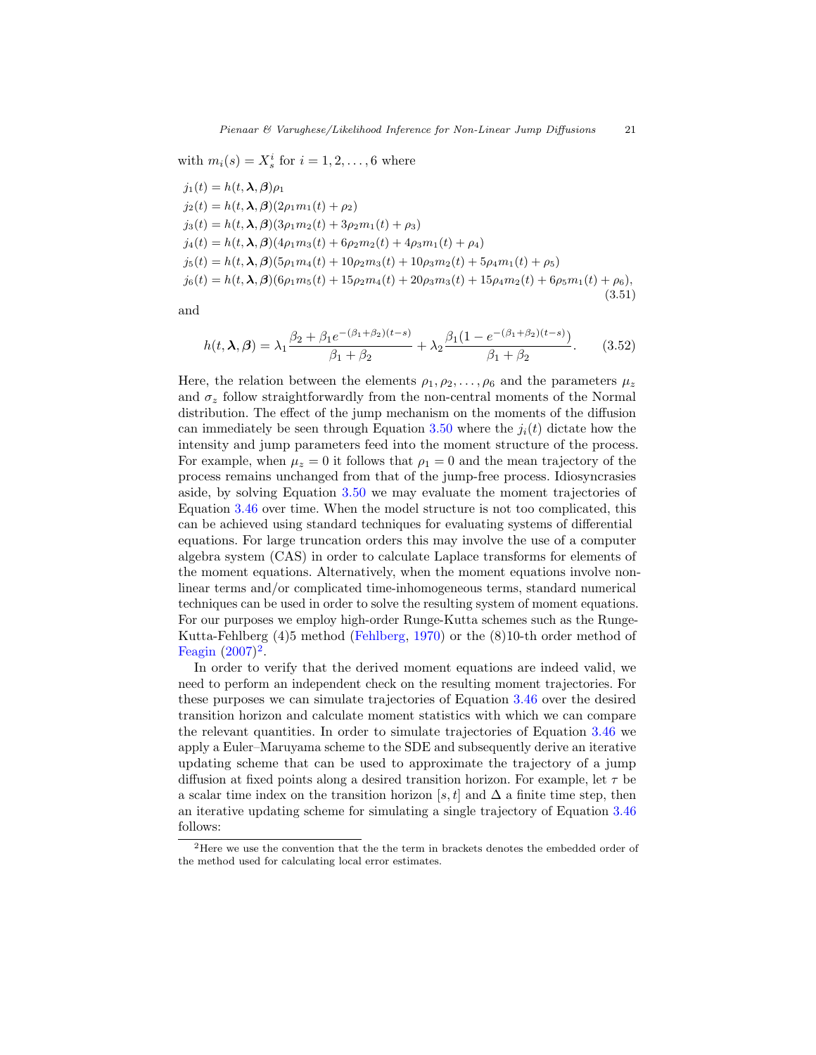with $m_i(s) = X_s^i$ for $i = 1, 2, \ldots, 6$ where

$$
\begin{aligned}
j_1(t) &= h(t, \boldsymbol{\lambda}, \boldsymbol{\beta})\rho_1 \\
j_2(t) &= h(t, \boldsymbol{\lambda}, \boldsymbol{\beta})(2\rho_1 m_1(t) + \rho_2) \\
j_3(t) &= h(t, \boldsymbol{\lambda}, \boldsymbol{\beta})(3\rho_1 m_2(t) + 3\rho_2 m_1(t) + \rho_3) \\
j_4(t) &= h(t, \boldsymbol{\lambda}, \boldsymbol{\beta})(4\rho_1 m_3(t) + 6\rho_2 m_2(t) + 4\rho_3 m_1(t) + \rho_4) \\
j_5(t) &= h(t, \boldsymbol{\lambda}, \boldsymbol{\beta})(5\rho_1 m_4(t) + 10\rho_2 m_3(t) + 10\rho_3 m_2(t) + 5\rho_4 m_1(t) + \rho_5) \\
j_6(t) &= h(t, \boldsymbol{\lambda}, \boldsymbol{\beta})(6\rho_1 m_5(t) + 15\rho_2 m_4(t) + 20\rho_3 m_3(t) + 15\rho_4 m_2(t) + 6\rho_5 m_1(t) + \rho_6),
\end{aligned}
\tag{3.51}
$$

and

$$
h(t, \boldsymbol{\lambda}, \boldsymbol{\beta}) = \lambda_1 \frac{\beta_2 + \beta_1 e^{-(\beta_1+\beta_2)(t-s)}}{\beta_1 + \beta_2} + \lambda_2 \frac{\beta_1(1 - e^{-(\beta_1+\beta_2)(t-s)})}{\beta_1 + \beta_2}. \tag{3.52}
$$

Here, the relation between the elements $\rho_1, \rho_2, \ldots, \rho_6$ and the parameters $\mu_z$ and $\sigma_z$ follow straightforwardly from the non-central moments of the Normal distribution. The effect of the jump mechanism on the moments of the diffusion can immediately be seen through Equation 3.50 where the $j_i(t)$ dictate how the intensity and jump parameters feed into the moment structure of the process. For example, when $\mu_z = 0$ it follows that $\rho_1 = 0$ and the mean trajectory of the process remains unchanged from that of the jump-free process. Idiosyncrasies aside, by solving Equation 3.50 we may evaluate the moment trajectories of Equation 3.46 over time. When the model structure is not too complicated, this can be achieved using standard techniques for evaluating systems of differential equations. For large truncation orders this may involve the use of a computer algebra system (CAS) in order to calculate Laplace transforms for elements of the moment equations. Alternatively, when the moment equations involve non-linear terms and/or complicated time-inhomogeneous terms, standard numerical techniques can be used in order to solve the resulting system of moment equations. For our purposes we employ high-order Runge-Kutta schemes such as the Runge-Kutta-Fehlberg (4)5 method (Fehlberg, 1970) or the (8)10-th order method of Feagin (2007)[2].

In order to verify that the derived moment equations are indeed valid, we need to perform an independent check on the resulting moment trajectories. For these purposes we can simulate trajectories of Equation 3.46 over the desired transition horizon and calculate moment statistics with which we can compare the relevant quantities. In order to simulate trajectories of Equation 3.46 we apply a Euler–Maruyama scheme to the SDE and subsequently derive an iterative updating scheme that can be used to approximate the trajectory of a jump diffusion at fixed points along a desired transition horizon. For example, let $\tau$ be a scalar time index on the transition horizon $[s, t]$ and $\Delta$ a finite time step, then an iterative updating scheme for simulating a single trajectory of Equation 3.46 follows:

[2]Here we use the convention that the the term in brackets denotes the embedded order of the method used for calculating local error estimates.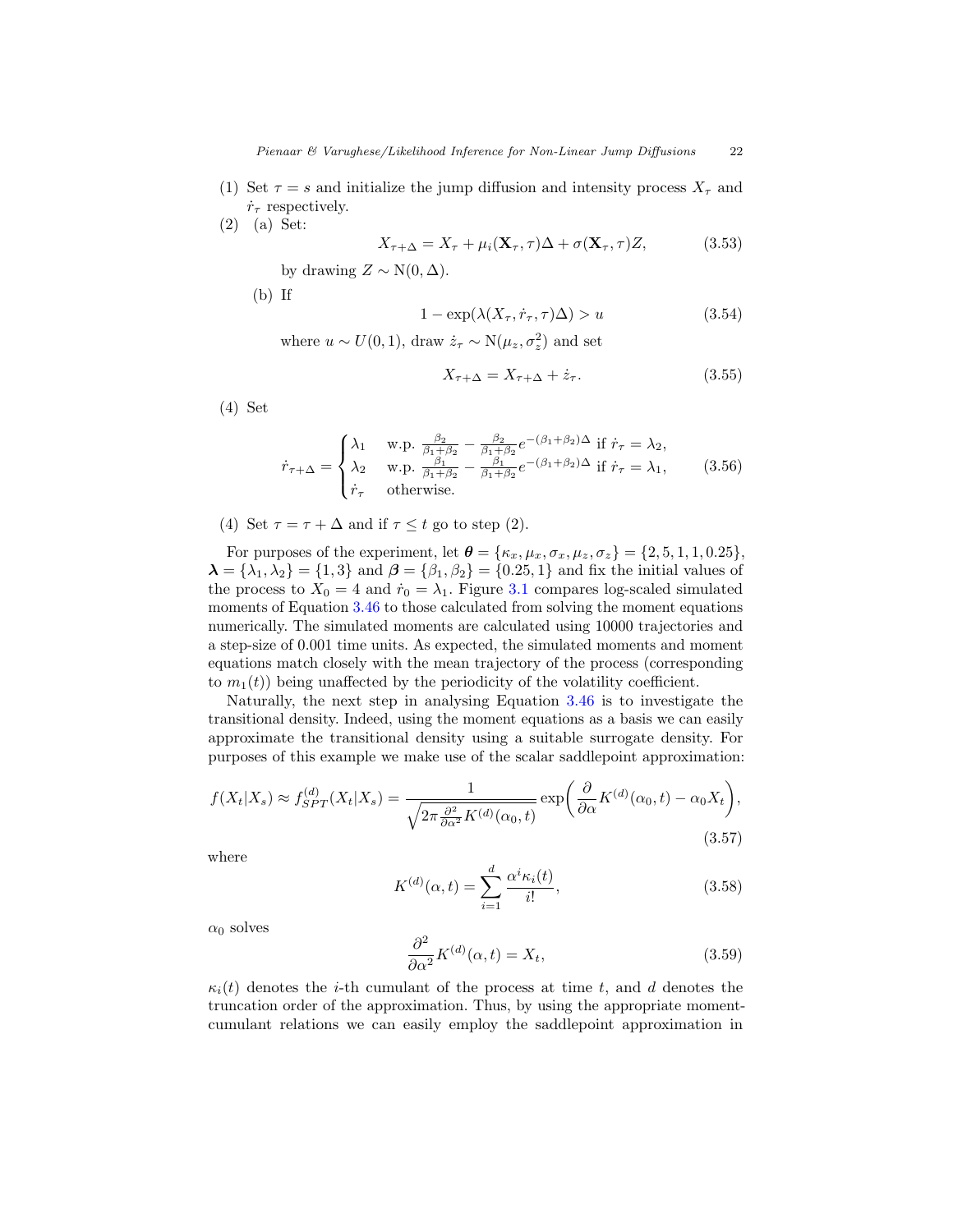(1) Set $\tau = s$ and initialize the jump diffusion and intensity process $X_\tau$ and $\dot{r}_\tau$ respectively.

(2) (a) Set:

$$X_{\tau+\Delta} = X_\tau + \mu_i(\mathbf{X}_\tau, \tau)\Delta + \sigma(\mathbf{X}_\tau, \tau)Z, \tag{3.53}$$

by drawing $Z \sim \mathrm{N}(0, \Delta)$.

(b) If

$$1 - \exp(\lambda(X_\tau, \dot{r}_\tau, \tau)\Delta) > u \tag{3.54}$$

where $u \sim U(0, 1)$, draw $\dot{z}_\tau \sim \mathrm{N}(\mu_z, \sigma_z^2)$ and set

$$X_{\tau+\Delta} = X_{\tau+\Delta} + \dot{z}_\tau. \tag{3.55}$$

(4) Set

$$\dot{r}_{\tau+\Delta} = \begin{cases} \lambda_1 & \text{w.p. } \frac{\beta_2}{\beta_1+\beta_2} - \frac{\beta_2}{\beta_1+\beta_2}e^{-(\beta_1+\beta_2)\Delta} \text{ if } \dot{r}_\tau = \lambda_2, \\ \lambda_2 & \text{w.p. } \frac{\beta_1}{\beta_1+\beta_2} - \frac{\beta_1}{\beta_1+\beta_2}e^{-(\beta_1+\beta_2)\Delta} \text{ if } \dot{r}_\tau = \lambda_1, \\ \dot{r}_\tau & \text{otherwise.} \end{cases} \tag{3.56}$$

(4) Set $\tau = \tau + \Delta$ and if $\tau \leq t$ go to step (2).

For purposes of the experiment, let $\boldsymbol{\theta} = \{\kappa_x, \mu_x, \sigma_x, \mu_z, \sigma_z\} = \{2, 5, 1, 1, 0.25\}$, $\boldsymbol{\lambda} = \{\lambda_1, \lambda_2\} = \{1, 3\}$ and $\boldsymbol{\beta} = \{\beta_1, \beta_2\} = \{0.25, 1\}$ and fix the initial values of the process to $X_0 = 4$ and $\dot{r}_0 = \lambda_1$. Figure 3.1 compares log-scaled simulated moments of Equation 3.46 to those calculated from solving the moment equations numerically. The simulated moments are calculated using 10000 trajectories and a step-size of 0.001 time units. As expected, the simulated moments and moment equations match closely with the mean trajectory of the process (corresponding to $m_1(t)$) being unaffected by the periodicity of the volatility coefficient.

Naturally, the next step in analysing Equation 3.46 is to investigate the transitional density. Indeed, using the moment equations as a basis we can easily approximate the transitional density using a suitable surrogate density. For purposes of this example we make use of the scalar saddlepoint approximation:

$$f(X_t|X_s) \approx f_{SPT}^{(d)}(X_t|X_s) = \frac{1}{\sqrt{2\pi \frac{\partial^2}{\partial \alpha^2} K^{(d)}(\alpha_0, t)}} \exp\left( \frac{\partial}{\partial \alpha} K^{(d)}(\alpha_0, t) - \alpha_0 X_t \right), \tag{3.57}$$

where

$$K^{(d)}(\alpha, t) = \sum_{i=1}^{d} \frac{\alpha^i \kappa_i(t)}{i!}, \tag{3.58}$$

$\alpha_0$ solves

$$\frac{\partial^2}{\partial \alpha^2} K^{(d)}(\alpha, t) = X_t, \tag{3.59}$$

$\kappa_i(t)$ denotes the $i$-th cumulant of the process at time $t$, and $d$ denotes the truncation order of the approximation. Thus, by using the appropriate moment-cumulant relations we can easily employ the saddlepoint approximation in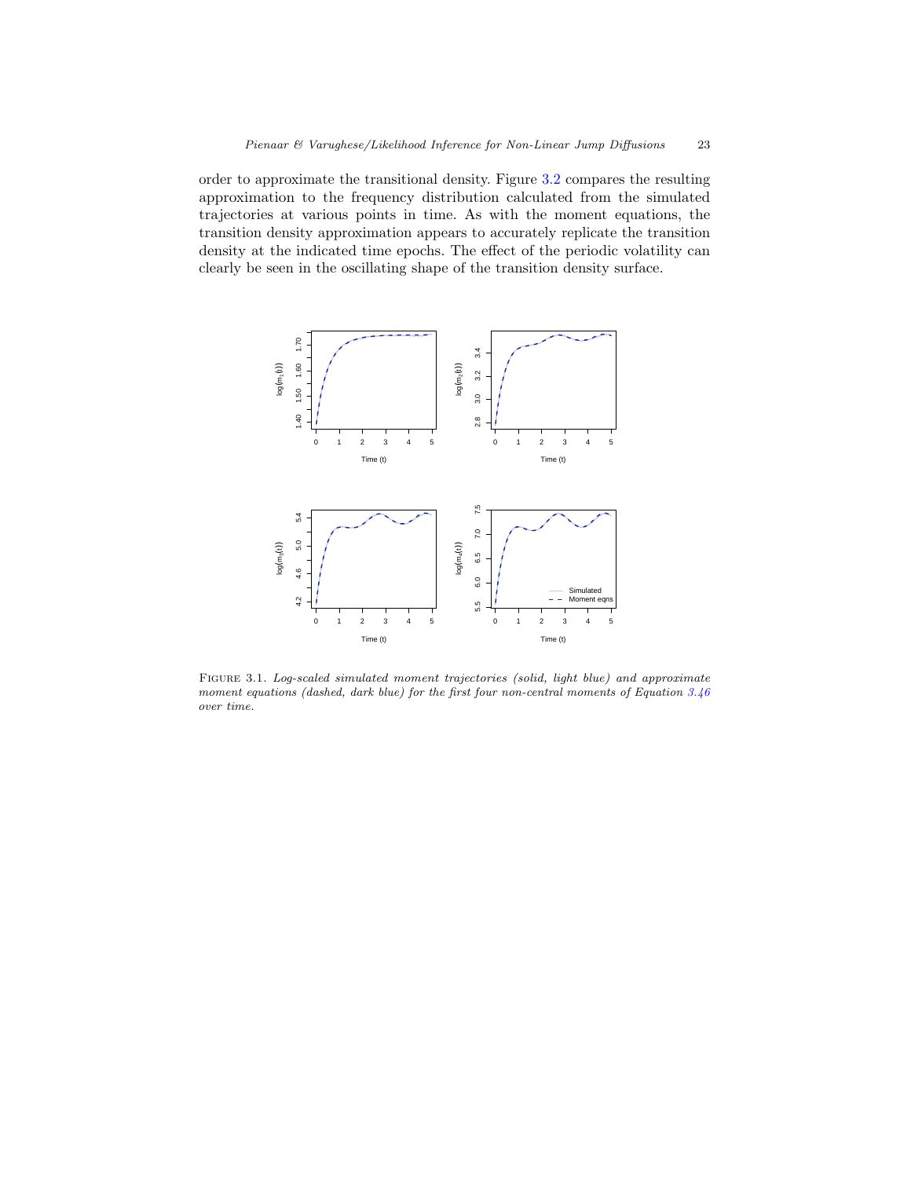order to approximate the transitional density. Figure 3.2 compares the resulting approximation to the frequency distribution calculated from the simulated trajectories at various points in time. As with the moment equations, the transition density approximation appears to accurately replicate the transition density at the indicated time epochs. The effect of the periodic volatility can clearly be seen in the oscillating shape of the transition density surface.

FIGURE 3.1. *Log-scaled simulated moment trajectories (solid, light blue) and approximate moment equations (dashed, dark blue) for the first four non-central moments of Equation 3.46 over time.*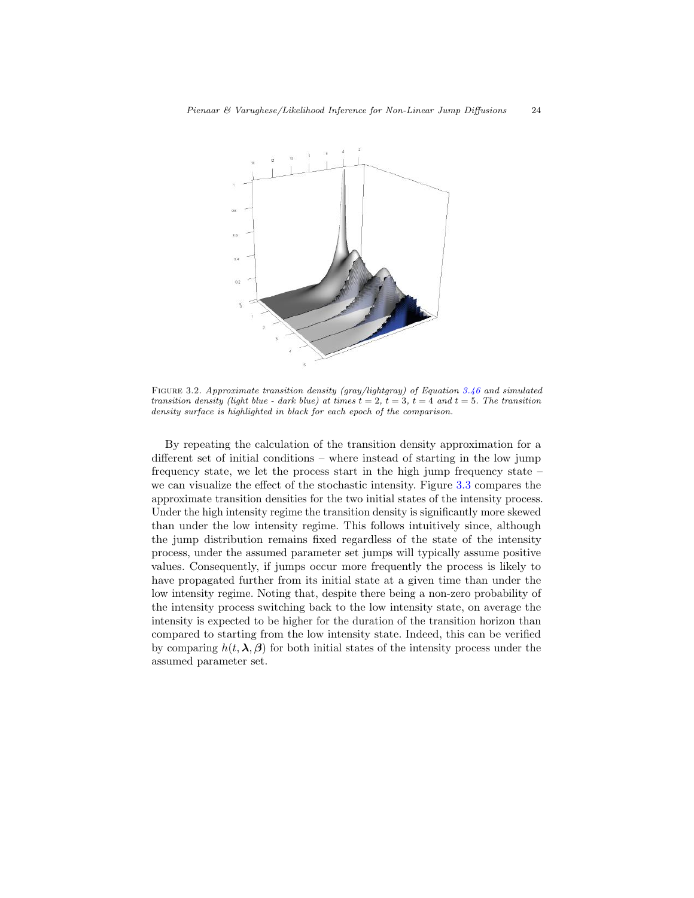FIGURE 3.2. *Approximate transition density (gray/lightgray) of Equation 3.46 and simulated transition density (light blue - dark blue) at times $t = 2$, $t = 3$, $t = 4$ and $t = 5$. The transition density surface is highlighted in black for each epoch of the comparison.*

By repeating the calculation of the transition density approximation for a different set of initial conditions – where instead of starting in the low jump frequency state, we let the process start in the high jump frequency state – we can visualize the effect of the stochastic intensity. Figure 3.3 compares the approximate transition densities for the two initial states of the intensity process. Under the high intensity regime the transition density is significantly more skewed than under the low intensity regime. This follows intuitively since, although the jump distribution remains fixed regardless of the state of the intensity process, under the assumed parameter set jumps will typically assume positive values. Consequently, if jumps occur more frequently the process is likely to have propagated further from its initial state at a given time than under the low intensity regime. Noting that, despite there being a non-zero probability of the intensity process switching back to the low intensity state, on average the intensity is expected to be higher for the duration of the transition horizon than compared to starting from the low intensity state. Indeed, this can be verified by comparing $h(t, \boldsymbol{\lambda}, \boldsymbol{\beta})$ for both initial states of the intensity process under the assumed parameter set.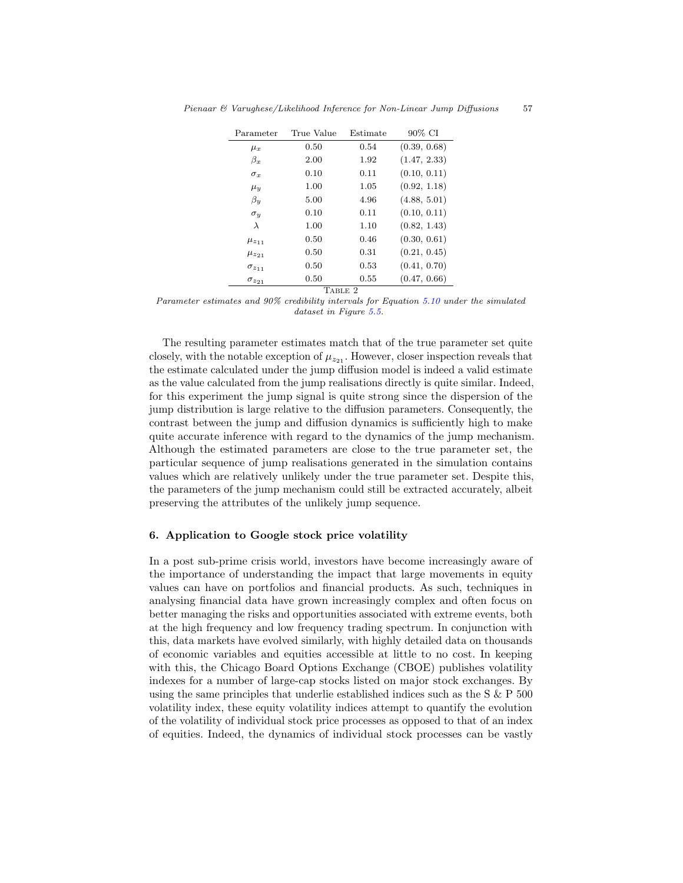| Parameter | True Value | Estimate | 90% CI |
|---|---|---|---|
| $\mu_x$ | 0.50 | 0.54 | (0.39, 0.68) |
| $\beta_x$ | 2.00 | 1.92 | (1.47, 2.33) |
| $\sigma_x$ | 0.10 | 0.11 | (0.10, 0.11) |
| $\mu_y$ | 1.00 | 1.05 | (0.92, 1.18) |
| $\beta_y$ | 5.00 | 4.96 | (4.88, 5.01) |
| $\sigma_y$ | 0.10 | 0.11 | (0.10, 0.11) |
| $\lambda$ | 1.00 | 1.10 | (0.82, 1.43) |
| $\mu_{z_{11}}$ | 0.50 | 0.46 | (0.30, 0.61) |
| $\mu_{z_{21}}$ | 0.50 | 0.31 | (0.21, 0.45) |
| $\sigma_{z_{11}}$ | 0.50 | 0.53 | (0.41, 0.70) |
| $\sigma_{z_{21}}$ | 0.50 | 0.55 | (0.47, 0.66) |

TABLE 2

*Parameter estimates and 90% credibility intervals for Equation 5.10 under the simulated dataset in Figure 5.5.*

The resulting parameter estimates match that of the true parameter set quite closely, with the notable exception of $\mu_{z_{21}}$. However, closer inspection reveals that the estimate calculated under the jump diffusion model is indeed a valid estimate as the value calculated from the jump realisations directly is quite similar. Indeed, for this experiment the jump signal is quite strong since the dispersion of the jump distribution is large relative to the diffusion parameters. Consequently, the contrast between the jump and diffusion dynamics is sufficiently high to make quite accurate inference with regard to the dynamics of the jump mechanism. Although the estimated parameters are close to the true parameter set, the particular sequence of jump realisations generated in the simulation contains values which are relatively unlikely under the true parameter set. Despite this, the parameters of the jump mechanism could still be extracted accurately, albeit preserving the attributes of the unlikely jump sequence.

## 6. Application to Google stock price volatility

In a post sub-prime crisis world, investors have become increasingly aware of the importance of understanding the impact that large movements in equity values can have on portfolios and financial products. As such, techniques in analysing financial data have grown increasingly complex and often focus on better managing the risks and opportunities associated with extreme events, both at the high frequency and low frequency trading spectrum. In conjunction with this, data markets have evolved similarly, with highly detailed data on thousands of economic variables and equities accessible at little to no cost. In keeping with this, the Chicago Board Options Exchange (CBOE) publishes volatility indexes for a number of large-cap stocks listed on major stock exchanges. By using the same principles that underlie established indices such as the S & P 500 volatility index, these equity volatility indices attempt to quantify the evolution of the volatility of individual stock price processes as opposed to that of an index of equities. Indeed, the dynamics of individual stock processes can be vastly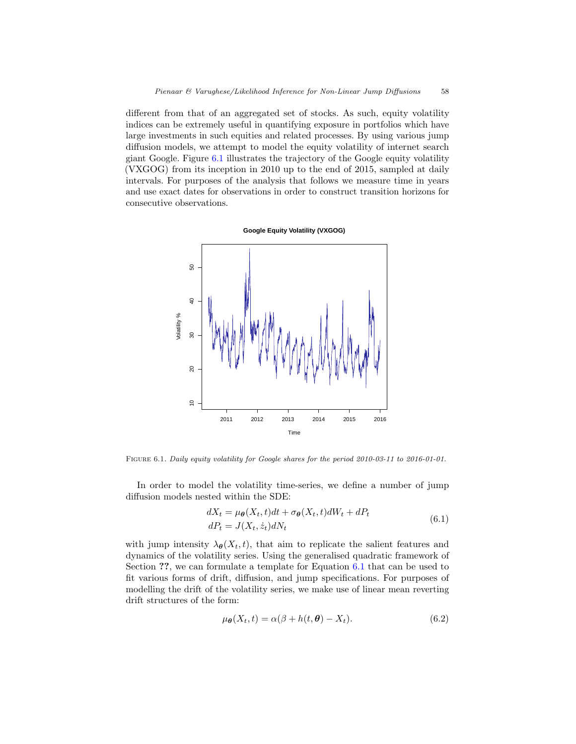different from that of an aggregated set of stocks. As such, equity volatility indices can be extremely useful in quantifying exposure in portfolios which have large investments in such equities and related processes. By using various jump diffusion models, we attempt to model the equity volatility of internet search giant Google. Figure 6.1 illustrates the trajectory of the Google equity volatility (VXGOG) from its inception in 2010 up to the end of 2015, sampled at daily intervals. For purposes of the analysis that follows we measure time in years and use exact dates for observations in order to construct transition horizons for consecutive observations.

FIGURE 6.1. *Daily equity volatility for Google shares for the period 2010-03-11 to 2016-01-01.*

In order to model the volatility time-series, we define a number of jump diffusion models nested within the SDE:

$$
\begin{aligned}
dX_t &= \mu_{\boldsymbol{\theta}}(X_t, t)dt + \sigma_{\boldsymbol{\theta}}(X_t, t)dW_t + dP_t \\
dP_t &= J(X_t, \dot{z}_t)dN_t
\end{aligned}
\tag{6.1}
$$

with jump intensity $\lambda_{\boldsymbol{\theta}}(X_t, t)$, that aim to replicate the salient features and dynamics of the volatility series. Using the generalised quadratic framework of Section **??**, we can formulate a template for Equation 6.1 that can be used to fit various forms of drift, diffusion, and jump specifications. For purposes of modelling the drift of the volatility series, we make use of linear mean reverting drift structures of the form:

$$
\mu_{\boldsymbol{\theta}}(X_t, t) = \alpha(\beta + h(t, \boldsymbol{\theta}) - X_t). \tag{6.2}
$$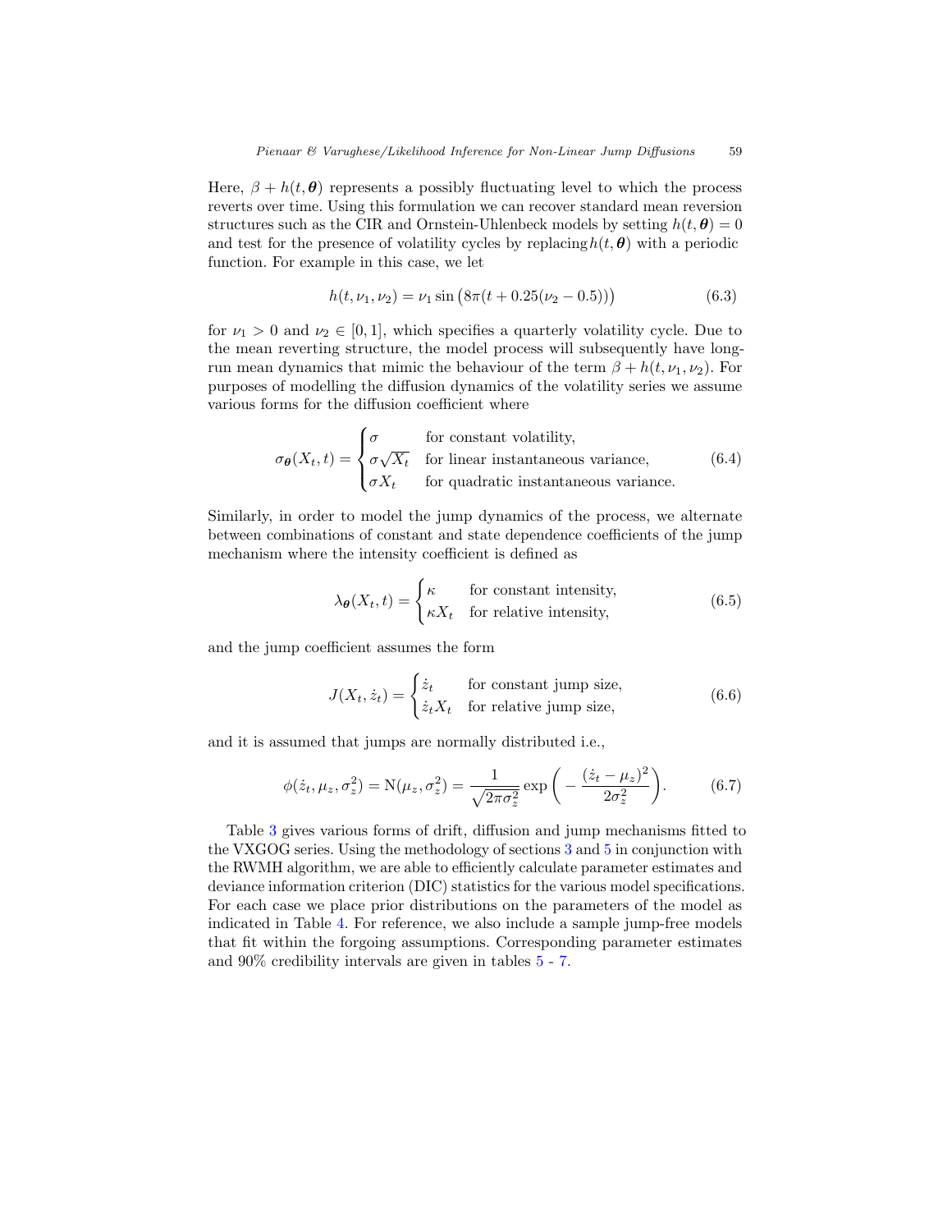Here, $\beta + h(t, \boldsymbol{\theta})$ represents a possibly fluctuating level to which the process reverts over time. Using this formulation we can recover standard mean reversion structures such as the CIR and Ornstein-Uhlenbeck models by setting $h(t, \boldsymbol{\theta}) = 0$ and test for the presence of volatility cycles by replacing $h(t, \boldsymbol{\theta})$ with a periodic function. For example in this case, we let

$$h(t, \nu_1, \nu_2) = \nu_1 \sin\big(8\pi(t + 0.25(\nu_2 - 0.5))\big) \tag{6.3}$$

for $\nu_1 > 0$ and $\nu_2 \in [0, 1]$, which specifies a quarterly volatility cycle. Due to the mean reverting structure, the model process will subsequently have long-run mean dynamics that mimic the behaviour of the term $\beta + h(t, \nu_1, \nu_2)$. For purposes of modelling the diffusion dynamics of the volatility series we assume various forms for the diffusion coefficient where

$$\sigma_{\boldsymbol{\theta}}(X_t, t) = \begin{cases} \sigma & \text{for constant volatility,} \\ \sigma\sqrt{X_t} & \text{for linear instantaneous variance,} \\ \sigma X_t & \text{for quadratic instantaneous variance.} \end{cases} \tag{6.4}$$

Similarly, in order to model the jump dynamics of the process, we alternate between combinations of constant and state dependence coefficients of the jump mechanism where the intensity coefficient is defined as

$$\lambda_{\boldsymbol{\theta}}(X_t, t) = \begin{cases} \kappa & \text{for constant intensity,} \\ \kappa X_t & \text{for relative intensity,} \end{cases} \tag{6.5}$$

and the jump coefficient assumes the form

$$J(X_t, \dot{z}_t) = \begin{cases} \dot{z}_t & \text{for constant jump size,} \\ \dot{z}_t X_t & \text{for relative jump size,} \end{cases} \tag{6.6}$$

and it is assumed that jumps are normally distributed i.e.,

$$\phi(\dot{z}_t, \mu_z, \sigma_z^2) = \mathrm{N}(\mu_z, \sigma_z^2) = \frac{1}{\sqrt{2\pi\sigma_z^2}} \exp\bigg( - \frac{(\dot{z}_t - \mu_z)^2}{2\sigma_z^2} \bigg). \tag{6.7}$$

Table 3 gives various forms of drift, diffusion and jump mechanisms fitted to the VXGOG series. Using the methodology of sections 3 and 5 in conjunction with the RWMH algorithm, we are able to efficiently calculate parameter estimates and deviance information criterion (DIC) statistics for the various model specifications. For each case we place prior distributions on the parameters of the model as indicated in Table 4. For reference, we also include a sample jump-free models that fit within the forgoing assumptions. Corresponding parameter estimates and 90% credibility intervals are given in tables 5 - 7.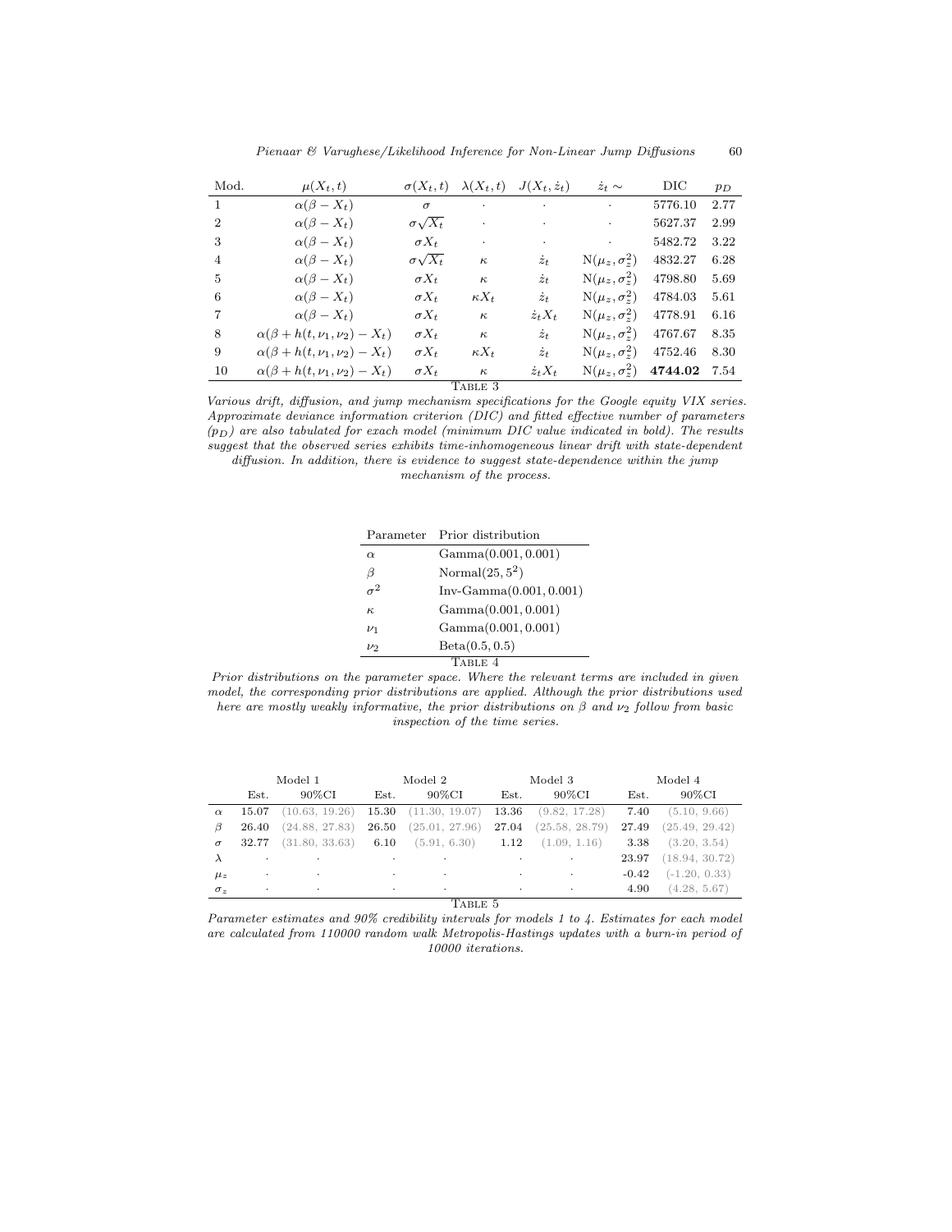| Mod. | $\mu(X_t, t)$ | $\sigma(X_t, t)$ | $\lambda(X_t, t)$ | $J(X_t, \dot{z}_t)$ | $\dot{z}_t \sim$ | DIC | $p_D$ |
|---|---|---|---|---|---|---|---|
| 1 | $\alpha(\beta - X_t)$ | $\sigma$ | · | · | · | 5776.10 | 2.77 |
| 2 | $\alpha(\beta - X_t)$ | $\sigma\sqrt{X_t}$ | · | · | · | 5627.37 | 2.99 |
| 3 | $\alpha(\beta - X_t)$ | $\sigma X_t$ | · | · | · | 5482.72 | 3.22 |
| 4 | $\alpha(\beta - X_t)$ | $\sigma\sqrt{X_t}$ | $\kappa$ | $\dot{z}_t$ | $\mathrm{N}(\mu_z, \sigma_z^2)$ | 4832.27 | 6.28 |
| 5 | $\alpha(\beta - X_t)$ | $\sigma X_t$ | $\kappa$ | $\dot{z}_t$ | $\mathrm{N}(\mu_z, \sigma_z^2)$ | 4798.80 | 5.69 |
| 6 | $\alpha(\beta - X_t)$ | $\sigma X_t$ | $\kappa X_t$ | $\dot{z}_t$ | $\mathrm{N}(\mu_z, \sigma_z^2)$ | 4784.03 | 5.61 |
| 7 | $\alpha(\beta - X_t)$ | $\sigma X_t$ | $\kappa$ | $\dot{z}_t X_t$ | $\mathrm{N}(\mu_z, \sigma_z^2)$ | 4778.91 | 6.16 |
| 8 | $\alpha(\beta + h(t, \nu_1, \nu_2) - X_t)$ | $\sigma X_t$ | $\kappa$ | $\dot{z}_t$ | $\mathrm{N}(\mu_z, \sigma_z^2)$ | 4767.67 | 8.35 |
| 9 | $\alpha(\beta + h(t, \nu_1, \nu_2) - X_t)$ | $\sigma X_t$ | $\kappa X_t$ | $\dot{z}_t$ | $\mathrm{N}(\mu_z, \sigma_z^2)$ | 4752.46 | 8.30 |
| 10 | $\alpha(\beta + h(t, \nu_1, \nu_2) - X_t)$ | $\sigma X_t$ | $\kappa$ | $\dot{z}_t X_t$ | $\mathrm{N}(\mu_z, \sigma_z^2)$ | **4744.02** | 7.54 |

TABLE 3

*Various drift, diffusion, and jump mechanism specifications for the Google equity VIX series. Approximate deviance information criterion (DIC) and fitted effective number of parameters ($p_D$) are also tabulated for exach model (minimum DIC value indicated in bold). The results suggest that the observed series exhibits time-inhomogeneous linear drift with state-dependent diffusion. In addition, there is evidence to suggest state-dependence within the jump mechanism of the process.*

| Parameter | Prior distribution |
|---|---|
| $\alpha$ | $\mathrm{Gamma}(0.001, 0.001)$ |
| $\beta$ | $\mathrm{Normal}(25, 5^2)$ |
| $\sigma^2$ | $\mathrm{Inv\text{-}Gamma}(0.001, 0.001)$ |
| $\kappa$ | $\mathrm{Gamma}(0.001, 0.001)$ |
| $\nu_1$ | $\mathrm{Gamma}(0.001, 0.001)$ |
| $\nu_2$ | $\mathrm{Beta}(0.5, 0.5)$ |

TABLE 4

*Prior distributions on the parameter space. Where the relevant terms are included in given model, the corresponding prior distributions are applied. Although the prior distributions used here are mostly weakly informative, the prior distributions on $\beta$ and $\nu_2$ follow from basic inspection of the time series.*

| | Model 1 | | Model 2 | | Model 3 | | Model 4 | |
|---|---|---|---|---|---|---|---|---|
| | Est. | 90%CI | Est. | 90%CI | Est. | 90%CI | Est. | 90%CI |
| $\alpha$ | 15.07 | (10.63, 19.26) | 15.30 | (11.30, 19.07) | 13.36 | (9.82, 17.28) | 7.40 | (5.10, 9.66) |
| $\beta$ | 26.40 | (24.88, 27.83) | 26.50 | (25.01, 27.96) | 27.04 | (25.58, 28.79) | 27.49 | (25.49, 29.42) |
| $\sigma$ | 32.77 | (31.80, 33.63) | 6.10 | (5.91, 6.30) | 1.12 | (1.09, 1.16) | 3.38 | (3.20, 3.54) |
| $\lambda$ | · | · | · | · | · | · | 23.97 | (18.94, 30.72) |
| $\mu_z$ | · | · | · | · | · | · | -0.42 | (-1.20, 0.33) |
| $\sigma_z$ | · | · | · | · | · | · | 4.90 | (4.28, 5.67) |

TABLE 5

*Parameter estimates and 90% credibility intervals for models 1 to 4. Estimates for each model are calculated from 110000 random walk Metropolis-Hastings updates with a burn-in period of 10000 iterations.*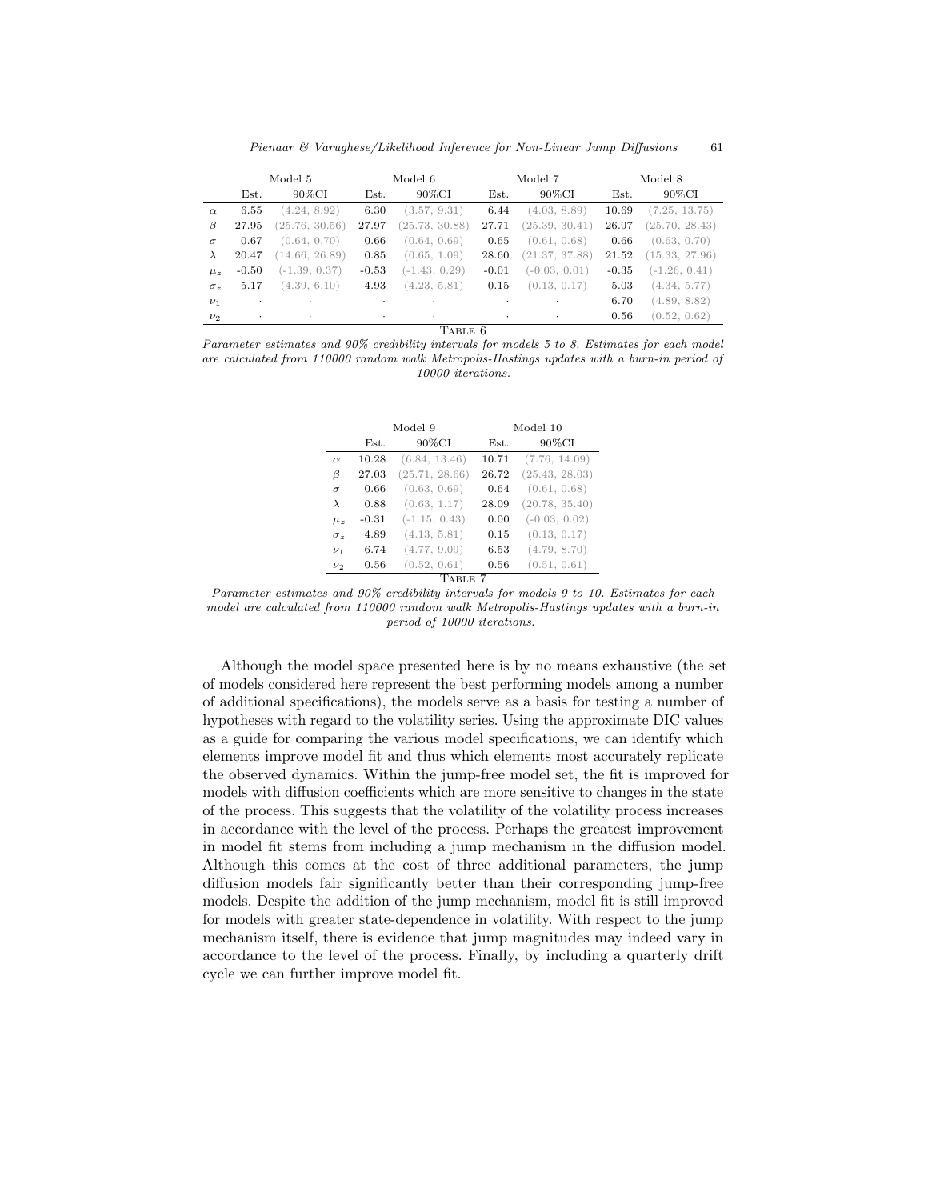| | Model 5 | | Model 6 | | Model 7 | | Model 8 | |
|---|---|---|---|---|---|---|---|---|
| | Est. | 90%CI | Est. | 90%CI | Est. | 90%CI | Est. | 90%CI |
| $\alpha$ | 6.55 | (4.24, 8.92) | 6.30 | (3.57, 9.31) | 6.44 | (4.03, 8.89) | 10.69 | (7.25, 13.75) |
| $\beta$ | 27.95 | (25.76, 30.56) | 27.97 | (25.73, 30.88) | 27.71 | (25.39, 30.41) | 26.97 | (25.70, 28.43) |
| $\sigma$ | 0.67 | (0.64, 0.70) | 0.66 | (0.64, 0.69) | 0.65 | (0.61, 0.68) | 0.66 | (0.63, 0.70) |
| $\lambda$ | 20.47 | (14.66, 26.89) | 0.85 | (0.65, 1.09) | 28.60 | (21.37, 37.88) | 21.52 | (15.33, 27.96) |
| $\mu_z$ | -0.50 | (-1.39, 0.37) | -0.53 | (-1.43, 0.29) | -0.01 | (-0.03, 0.01) | -0.35 | (-1.26, 0.41) |
| $\sigma_z$ | 5.17 | (4.39, 6.10) | 4.93 | (4.23, 5.81) | 0.15 | (0.13, 0.17) | 5.03 | (4.34, 5.77) |
| $\nu_1$ | · | · | · | · | · | · | 6.70 | (4.89, 8.82) |
| $\nu_2$ | · | · | · | · | · | · | 0.56 | (0.52, 0.62) |

TABLE 6

*Parameter estimates and 90% credibility intervals for models 5 to 8. Estimates for each model are calculated from 110000 random walk Metropolis-Hastings updates with a burn-in period of 10000 iterations.*

| | Model 9 | | Model 10 | |
|---|---|---|---|---|
| | Est. | 90%CI | Est. | 90%CI |
| $\alpha$ | 10.28 | (6.84, 13.46) | 10.71 | (7.76, 14.09) |
| $\beta$ | 27.03 | (25.71, 28.66) | 26.72 | (25.43, 28.03) |
| $\sigma$ | 0.66 | (0.63, 0.69) | 0.64 | (0.61, 0.68) |
| $\lambda$ | 0.88 | (0.63, 1.17) | 28.09 | (20.78, 35.40) |
| $\mu_z$ | -0.31 | (-1.15, 0.43) | 0.00 | (-0.03, 0.02) |
| $\sigma_z$ | 4.89 | (4.13, 5.81) | 0.15 | (0.13, 0.17) |
| $\nu_1$ | 6.74 | (4.77, 9.09) | 6.53 | (4.79, 8.70) |
| $\nu_2$ | 0.56 | (0.52, 0.61) | 0.56 | (0.51, 0.61) |

TABLE 7

*Parameter estimates and 90% credibility intervals for models 9 to 10. Estimates for each model are calculated from 110000 random walk Metropolis-Hastings updates with a burn-in period of 10000 iterations.*

Although the model space presented here is by no means exhaustive (the set of models considered here represent the best performing models among a number of additional specifications), the models serve as a basis for testing a number of hypotheses with regard to the volatility series. Using the approximate DIC values as a guide for comparing the various model specifications, we can identify which elements improve model fit and thus which elements most accurately replicate the observed dynamics. Within the jump-free model set, the fit is improved for models with diffusion coefficients which are more sensitive to changes in the state of the process. This suggests that the volatility of the volatility process increases in accordance with the level of the process. Perhaps the greatest improvement in model fit stems from including a jump mechanism in the diffusion model. Although this comes at the cost of three additional parameters, the jump diffusion models fair significantly better than their corresponding jump-free models. Despite the addition of the jump mechanism, model fit is still improved for models with greater state-dependence in volatility. With respect to the jump mechanism itself, there is evidence that jump magnitudes may indeed vary in accordance to the level of the process. Finally, by including a quarterly drift cycle we can further improve model fit.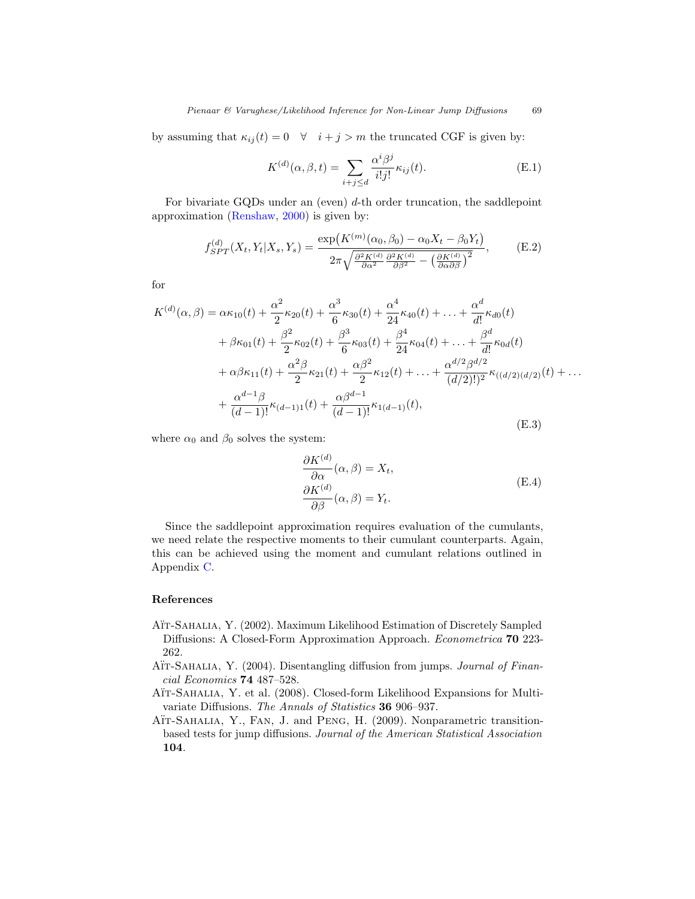by assuming that $\kappa_{ij}(t) = 0 \quad \forall \quad i + j > m$ the truncated CGF is given by:

$$K^{(d)}(\alpha, \beta, t) = \sum_{i+j \leq d} \frac{\alpha^i \beta^j}{i! j!} \kappa_{ij}(t). \tag{E.1}$$

For bivariate GQDs under an (even) $d$-th order truncation, the saddlepoint approximation (Renshaw, 2000) is given by:

$$f_{SPT}^{(d)}(X_t, Y_t | X_s, Y_s) = \frac{\exp\left(K^{(m)}(\alpha_0, \beta_0) - \alpha_0 X_t - \beta_0 Y_t\right)}{2\pi \sqrt{\frac{\partial^2 K^{(d)}}{\partial \alpha^2} \frac{\partial^2 K^{(d)}}{\partial \beta^2} - \left(\frac{\partial K^{(d)}}{\partial \alpha \partial \beta}\right)^2}}, \tag{E.2}$$

for

$$\begin{aligned}
K^{(d)}(\alpha, \beta) &= \alpha \kappa_{10}(t) + \frac{\alpha^2}{2} \kappa_{20}(t) + \frac{\alpha^3}{6} \kappa_{30}(t) + \frac{\alpha^4}{24} \kappa_{40}(t) + \ldots + \frac{\alpha^d}{d!} \kappa_{d0}(t) \\
&+ \beta \kappa_{01}(t) + \frac{\beta^2}{2} \kappa_{02}(t) + \frac{\beta^3}{6} \kappa_{03}(t) + \frac{\beta^4}{24} \kappa_{04}(t) + \ldots + \frac{\beta^d}{d!} \kappa_{0d}(t) \\
&+ \alpha \beta \kappa_{11}(t) + \frac{\alpha^2 \beta}{2} \kappa_{21}(t) + \frac{\alpha \beta^2}{2} \kappa_{12}(t) + \ldots + \frac{\alpha^{d/2} \beta^{d/2}}{(d/2)!)^2} \kappa_{((d/2)(d/2)}(t) + \ldots \\
&+ \frac{\alpha^{d-1} \beta}{(d-1)!} \kappa_{(d-1)1}(t) + \frac{\alpha \beta^{d-1}}{(d-1)!} \kappa_{1(d-1)}(t),
\end{aligned} \tag{E.3}$$

where $\alpha_0$ and $\beta_0$ solves the system:

$$\begin{aligned}
\frac{\partial K^{(d)}}{\partial \alpha}(\alpha, \beta) &= X_t, \\
\frac{\partial K^{(d)}}{\partial \beta}(\alpha, \beta) &= Y_t.
\end{aligned} \tag{E.4}$$

Since the saddlepoint approximation requires evaluation of the cumulants, we need relate the respective moments to their cumulant counterparts. Again, this can be achieved using the moment and cumulant relations outlined in Appendix C.

## References

Aït-Sahalia, Y. (2002). Maximum Likelihood Estimation of Discretely Sampled Diffusions: A Closed-Form Approximation Approach. *Econometrica* **70** 223-262.

Aït-Sahalia, Y. (2004). Disentangling diffusion from jumps. *Journal of Financial Economics* **74** 487–528.

Aït-Sahalia, Y. et al. (2008). Closed-form Likelihood Expansions for Multivariate Diffusions. *The Annals of Statistics* **36** 906–937.

Aït-Sahalia, Y., Fan, J. and Peng, H. (2009). Nonparametric transition-based tests for jump diffusions. *Journal of the American Statistical Association* **104**.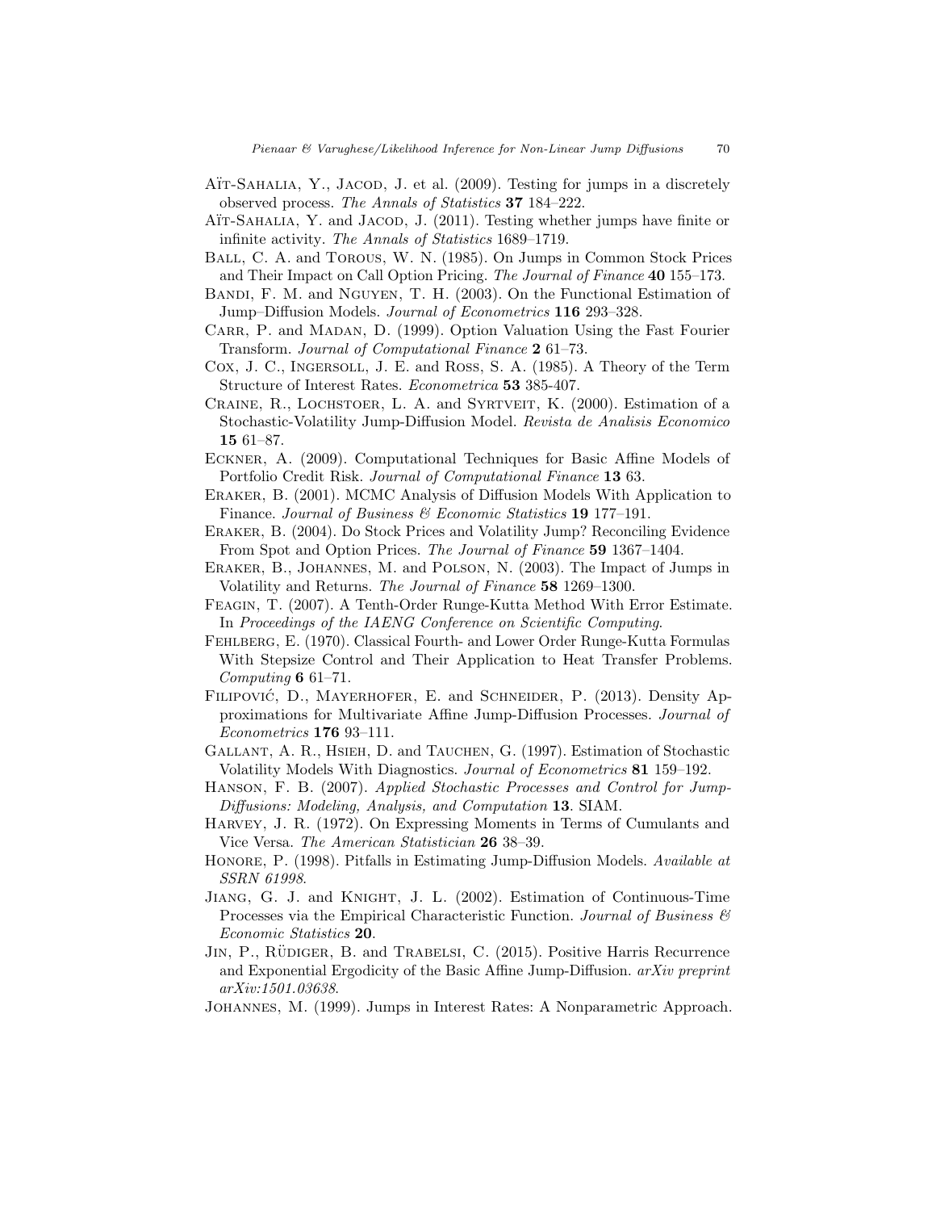Aït-Sahalia, Y., Jacod, J. et al. (2009). Testing for jumps in a discretely observed process. *The Annals of Statistics* **37** 184–222.

Aït-Sahalia, Y. and Jacod, J. (2011). Testing whether jumps have finite or infinite activity. *The Annals of Statistics* 1689–1719.

Ball, C. A. and Torous, W. N. (1985). On Jumps in Common Stock Prices and Their Impact on Call Option Pricing. *The Journal of Finance* **40** 155–173.

Bandi, F. M. and Nguyen, T. H. (2003). On the Functional Estimation of Jump–Diffusion Models. *Journal of Econometrics* **116** 293–328.

Carr, P. and Madan, D. (1999). Option Valuation Using the Fast Fourier Transform. *Journal of Computational Finance* **2** 61–73.

Cox, J. C., Ingersoll, J. E. and Ross, S. A. (1985). A Theory of the Term Structure of Interest Rates. *Econometrica* **53** 385-407.

Craine, R., Lochstoer, L. A. and Syrtveit, K. (2000). Estimation of a Stochastic-Volatility Jump-Diffusion Model. *Revista de Analisis Economico* **15** 61–87.

Eckner, A. (2009). Computational Techniques for Basic Affine Models of Portfolio Credit Risk. *Journal of Computational Finance* **13** 63.

Eraker, B. (2001). MCMC Analysis of Diffusion Models With Application to Finance. *Journal of Business & Economic Statistics* **19** 177–191.

Eraker, B. (2004). Do Stock Prices and Volatility Jump? Reconciling Evidence From Spot and Option Prices. *The Journal of Finance* **59** 1367–1404.

Eraker, B., Johannes, M. and Polson, N. (2003). The Impact of Jumps in Volatility and Returns. *The Journal of Finance* **58** 1269–1300.

Feagin, T. (2007). A Tenth-Order Runge-Kutta Method With Error Estimate. In *Proceedings of the IAENG Conference on Scientific Computing*.

Fehlberg, E. (1970). Classical Fourth- and Lower Order Runge-Kutta Formulas With Stepsize Control and Their Application to Heat Transfer Problems. *Computing* **6** 61–71.

Filipović, D., Mayerhofer, E. and Schneider, P. (2013). Density Approximations for Multivariate Affine Jump-Diffusion Processes. *Journal of Econometrics* **176** 93–111.

Gallant, A. R., Hsieh, D. and Tauchen, G. (1997). Estimation of Stochastic Volatility Models With Diagnostics. *Journal of Econometrics* **81** 159–192.

Hanson, F. B. (2007). *Applied Stochastic Processes and Control for Jump-Diffusions: Modeling, Analysis, and Computation* **13**. SIAM.

Harvey, J. R. (1972). On Expressing Moments in Terms of Cumulants and Vice Versa. *The American Statistician* **26** 38–39.

Honore, P. (1998). Pitfalls in Estimating Jump-Diffusion Models. *Available at SSRN 61998*.

Jiang, G. J. and Knight, J. L. (2002). Estimation of Continuous-Time Processes via the Empirical Characteristic Function. *Journal of Business & Economic Statistics* **20**.

Jin, P., Rüdiger, B. and Trabelsi, C. (2015). Positive Harris Recurrence and Exponential Ergodicity of the Basic Affine Jump-Diffusion. *arXiv preprint arXiv:1501.03638*.

Johannes, M. (1999). Jumps in Interest Rates: A Nonparametric Approach.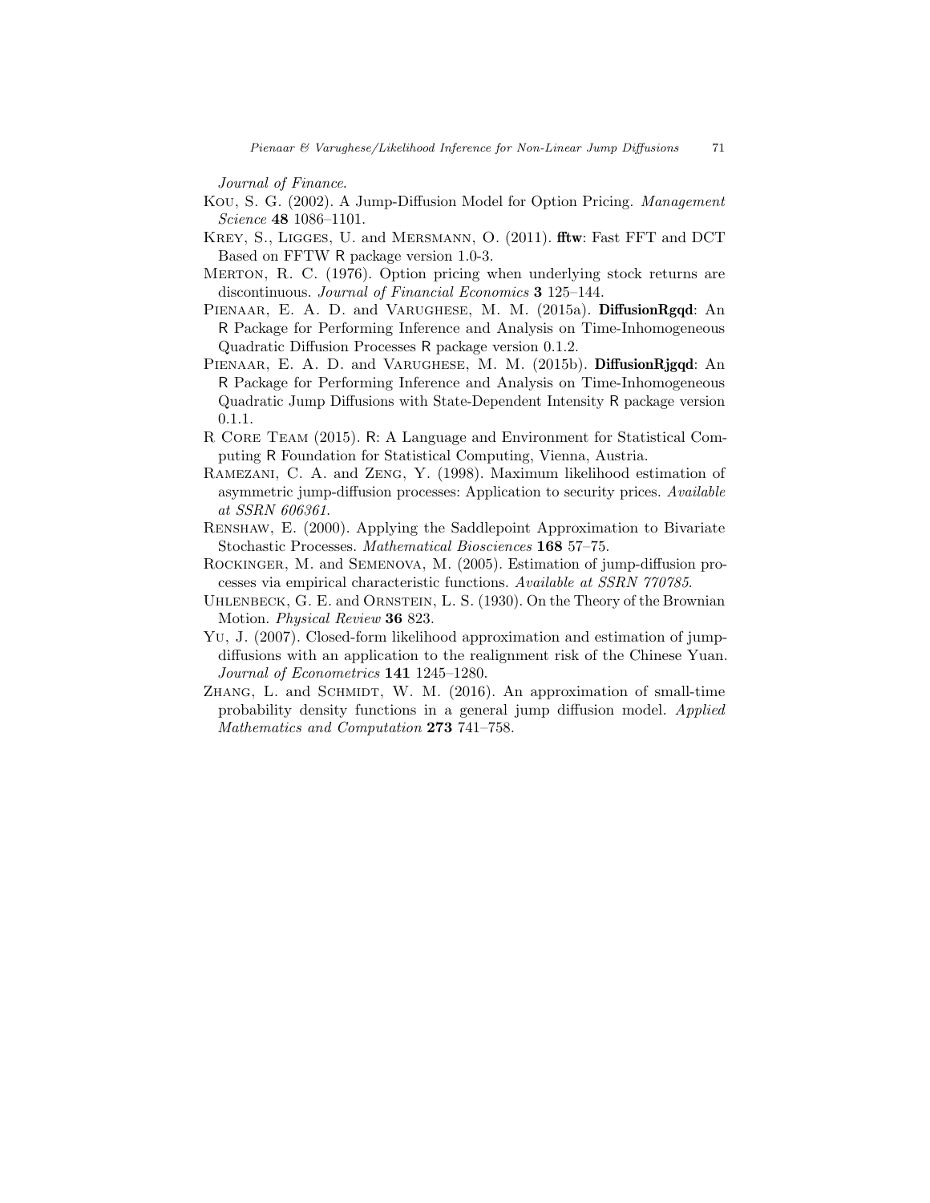*Journal of Finance*.

Kou, S. G. (2002). A Jump-Diffusion Model for Option Pricing. *Management Science* **48** 1086–1101.

Krey, S., Ligges, U. and Mersmann, O. (2011). **fftw**: Fast FFT and DCT Based on FFTW R package version 1.0-3.

Merton, R. C. (1976). Option pricing when underlying stock returns are discontinuous. *Journal of Financial Economics* **3** 125–144.

Pienaar, E. A. D. and Varughese, M. M. (2015a). **DiffusionRgqd**: An R Package for Performing Inference and Analysis on Time-Inhomogeneous Quadratic Diffusion Processes R package version 0.1.2.

Pienaar, E. A. D. and Varughese, M. M. (2015b). **DiffusionRjgqd**: An R Package for Performing Inference and Analysis on Time-Inhomogeneous Quadratic Jump Diffusions with State-Dependent Intensity R package version 0.1.1.

R Core Team (2015). R: A Language and Environment for Statistical Computing R Foundation for Statistical Computing, Vienna, Austria.

Ramezani, C. A. and Zeng, Y. (1998). Maximum likelihood estimation of asymmetric jump-diffusion processes: Application to security prices. *Available at SSRN 606361*.

Renshaw, E. (2000). Applying the Saddlepoint Approximation to Bivariate Stochastic Processes. *Mathematical Biosciences* **168** 57–75.

Rockinger, M. and Semenova, M. (2005). Estimation of jump-diffusion processes via empirical characteristic functions. *Available at SSRN 770785*.

Uhlenbeck, G. E. and Ornstein, L. S. (1930). On the Theory of the Brownian Motion. *Physical Review* **36** 823.

Yu, J. (2007). Closed-form likelihood approximation and estimation of jump-diffusions with an application to the realignment risk of the Chinese Yuan. *Journal of Econometrics* **141** 1245–1280.

Zhang, L. and Schmidt, W. M. (2016). An approximation of small-time probability density functions in a general jump diffusion model. *Applied Mathematics and Computation* **273** 741–758.